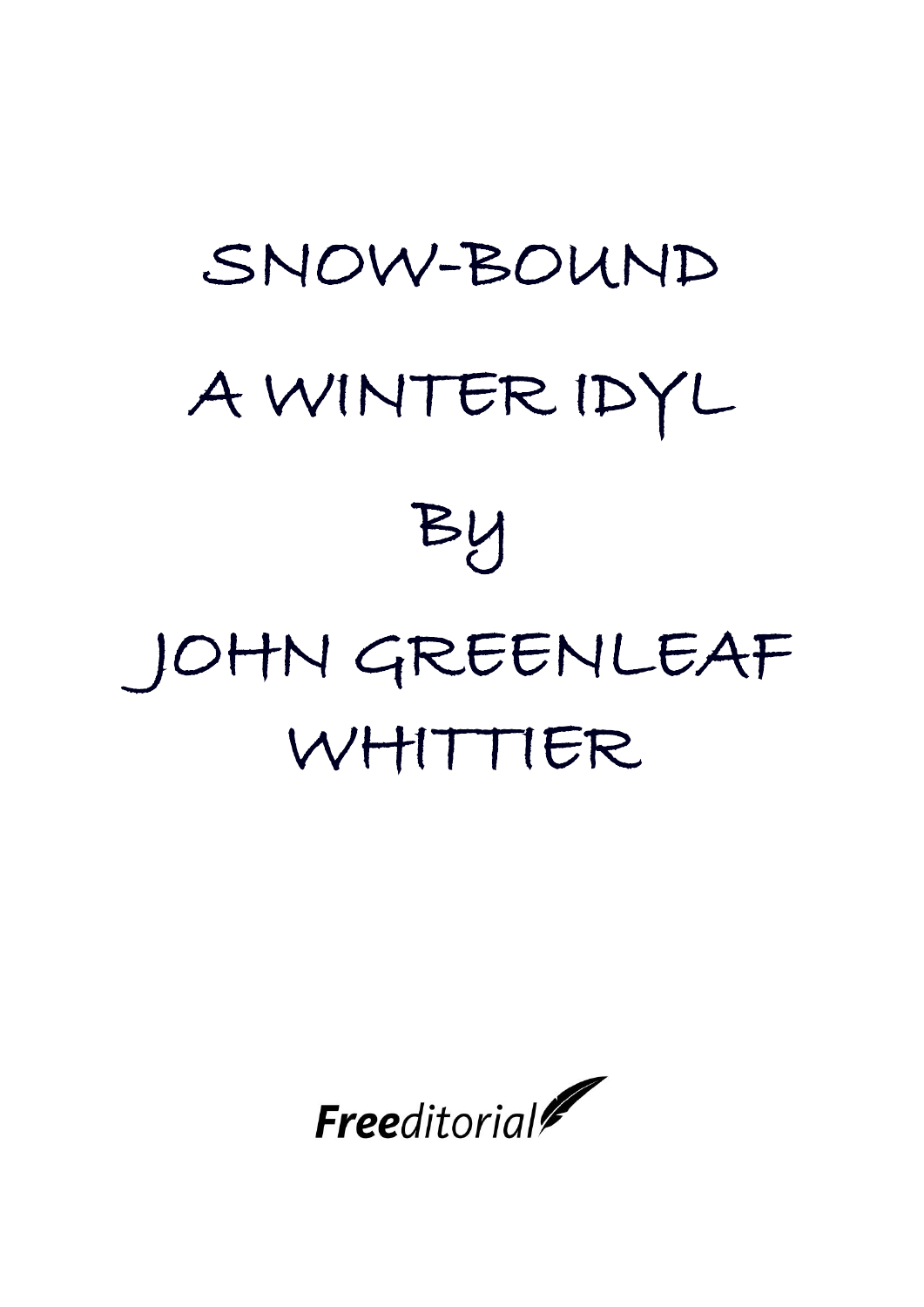# SNOW-BOUND

## A WINTER IDYL

By

JOHN GREENLEAF WHITTIER

**Free**ditorial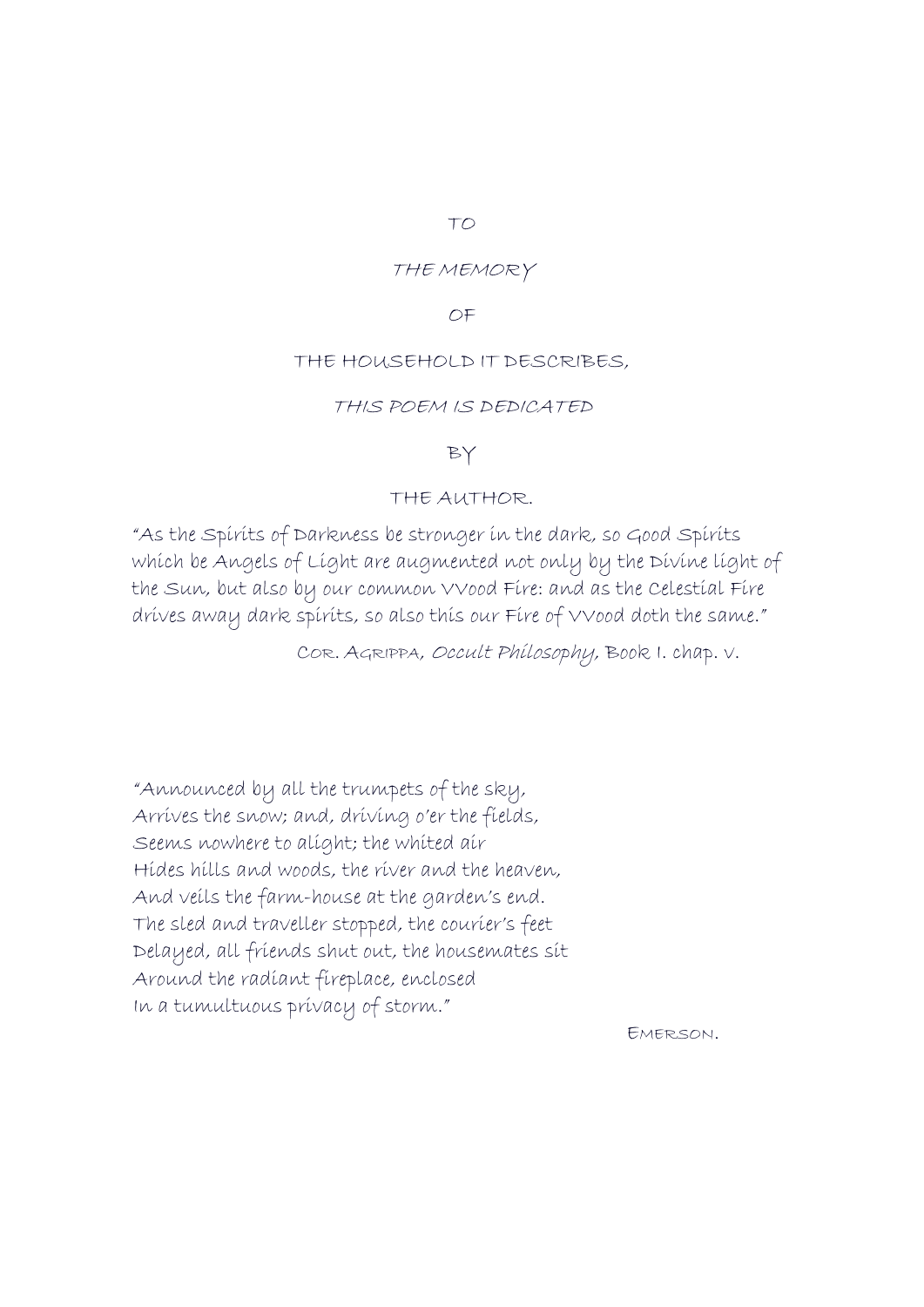TO

*THE MEMORY*

OF

THE HOUSEHOLD IT DESCRIBES,

*THIS POEM IS DEDICATED*

BY

THE AUTHOR.

"As the Spirits of Darkness be stronger in the dark, so Good Spirits which be Angels of Light are augmented not only by the Divine light of the Sun, but also by our common VVood Fire: and as the Celestial Fire drives away dark spirits, so also this our Fire of VVood doth the same."

COR. AGRIPPA, *Occult Philosophy*, Book I. chap. v.

"Announced by all the trumpets of the sky,  
Arrives the snow; and, driving o'er the fields,  
Seems nowhere to alight; the whited air  
Hides hills and woods, the river and the heaven,  
And veils the farm-house at the garden's end.  
The sled and traveller stopped, the courier's feet  
Delayed, all friends shut out, the housemates sit  
Around the radiant fireplace, enclosed  
In a tumultuous privacy of storm."

EMERSON.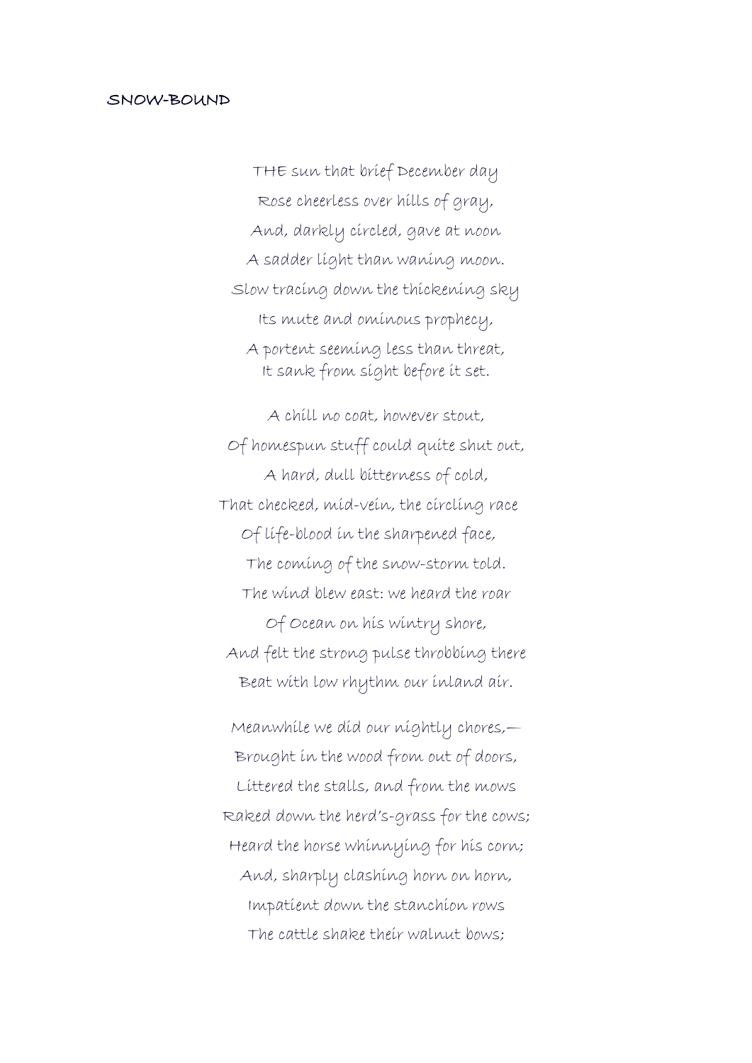# SNOW-BOUND

THE sun that brief December day
Rose cheerless over hills of gray,
And, darkly circled, gave at noon
A sadder light than waning moon.
Slow tracing down the thickening sky
Its mute and ominous prophecy,
A portent seeming less than threat,
It sank from sight before it set.

A chill no coat, however stout,
Of homespun stuff could quite shut out,
A hard, dull bitterness of cold,
That checked, mid-vein, the circling race
Of life-blood in the sharpened face,
The coming of the snow-storm told.
The wind blew east: we heard the roar
Of Ocean on his wintry shore,
And felt the strong pulse throbbing there
Beat with low rhythm our inland air.

Meanwhile we did our nightly chores,—
Brought in the wood from out of doors,
Littered the stalls, and from the mows
Raked down the herd's-grass for the cows;
Heard the horse whinnying for his corn;
And, sharply clashing horn on horn,
Impatient down the stanchion rows
The cattle shake their walnut bows;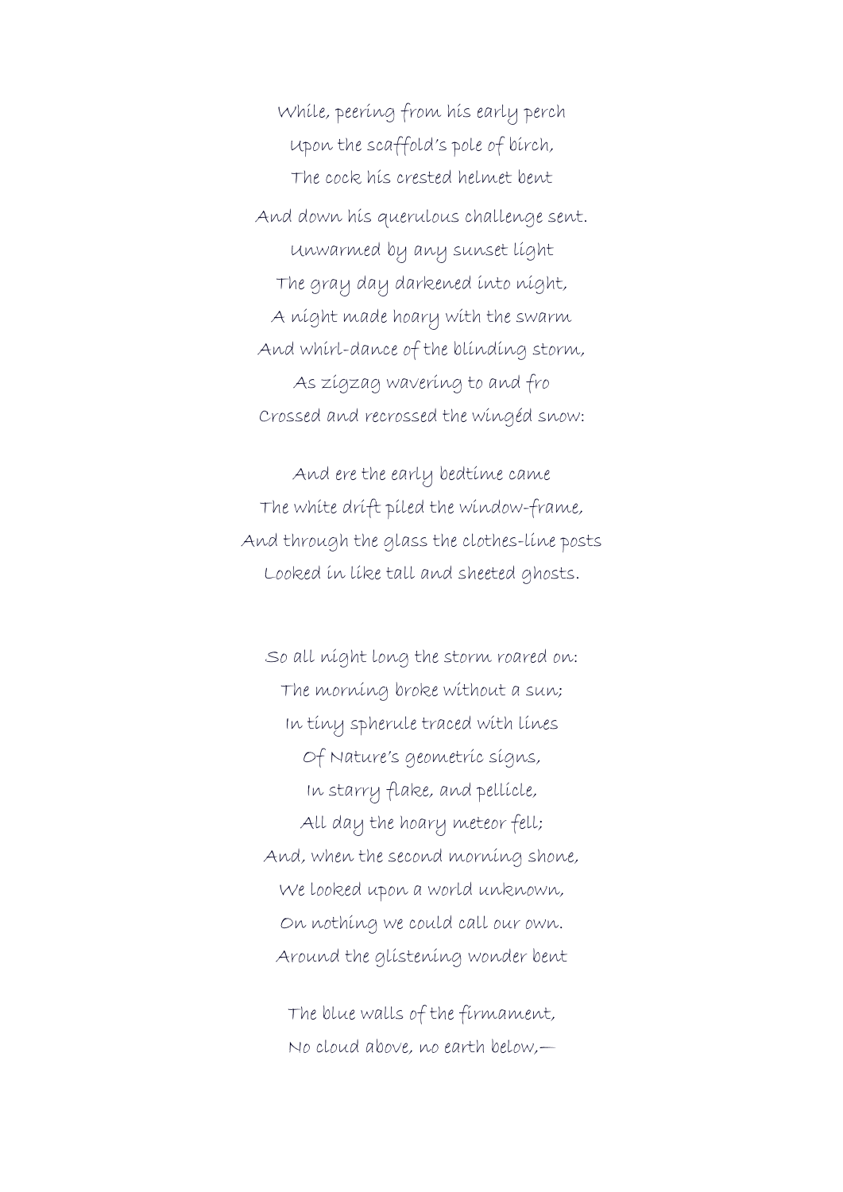While, peering from his early perch
Upon the scaffold's pole of birch,
The cock his crested helmet bent
And down his querulous challenge sent.
Unwarmed by any sunset light
The gray day darkened into night,
A night made hoary with the swarm
And whirl-dance of the blinding storm,
As zigzag wavering to and fro
Crossed and recrossed the wingéd snow:

And ere the early bedtime came
The white drift piled the window-frame,
And through the glass the clothes-line posts
Looked in like tall and sheeted ghosts.

So all night long the storm roared on:
The morning broke without a sun;
In tiny spherule traced with lines
Of Nature's geometric signs,
In starry flake, and pellicle,
All day the hoary meteor fell;
And, when the second morning shone,
We looked upon a world unknown,
On nothing we could call our own.
Around the glistening wonder bent

The blue walls of the firmament,
No cloud above, no earth below,—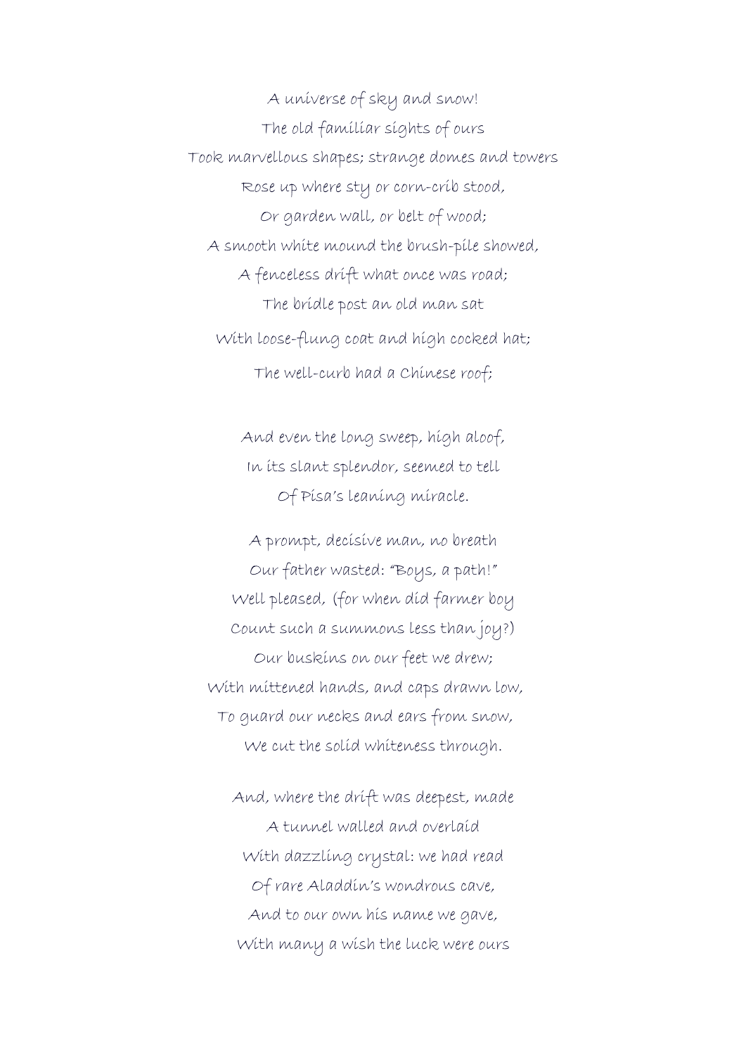A universe of sky and snow!
The old familiar sights of ours
Took marvellous shapes; strange domes and towers
Rose up where sty or corn-crib stood,
Or garden wall, or belt of wood;
A smooth white mound the brush-pile showed,
A fenceless drift what once was road;
The bridle post an old man sat
With loose-flung coat and high cocked hat;
The well-curb had a Chinese roof;

And even the long sweep, high aloof,
In its slant splendor, seemed to tell
Of Pisa's leaning miracle.

A prompt, decisive man, no breath
Our father wasted: "Boys, a path!"
Well pleased, (for when did farmer boy
Count such a summons less than joy?)
Our buskins on our feet we drew;
With mittened hands, and caps drawn low,
To guard our necks and ears from snow,
We cut the solid whiteness through.

And, where the drift was deepest, made
A tunnel walled and overlaid
With dazzling crystal: we had read
Of rare Aladdin's wondrous cave,
And to our own his name we gave,
With many a wish the luck were ours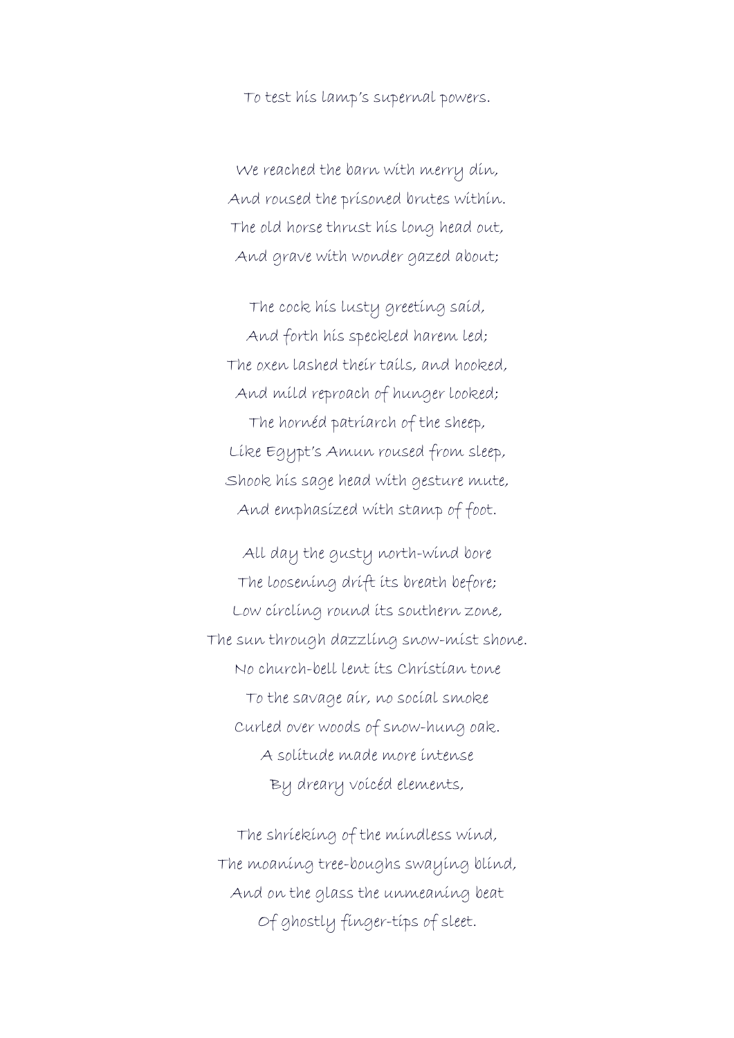To test his lamp's supernal powers.

We reached the barn with merry din,
And roused the prisoned brutes within.
The old horse thrust his long head out,
And grave with wonder gazed about;

The cock his lusty greeting said,
And forth his speckled harem led;
The oxen lashed their tails, and hooked,
And mild reproach of hunger looked;
The hornéd patriarch of the sheep,
Like Egypt's Amun roused from sleep,
Shook his sage head with gesture mute,
And emphasized with stamp of foot.

All day the gusty north-wind bore
The loosening drift its breath before;
Low circling round its southern zone,
The sun through dazzling snow-mist shone.
No church-bell lent its Christian tone
To the savage air, no social smoke
Curled over woods of snow-hung oak.
A solitude made more intense
By dreary voicéd elements,

The shrieking of the mindless wind,
The moaning tree-boughs swaying blind,
And on the glass the unmeaning beat
Of ghostly finger-tips of sleet.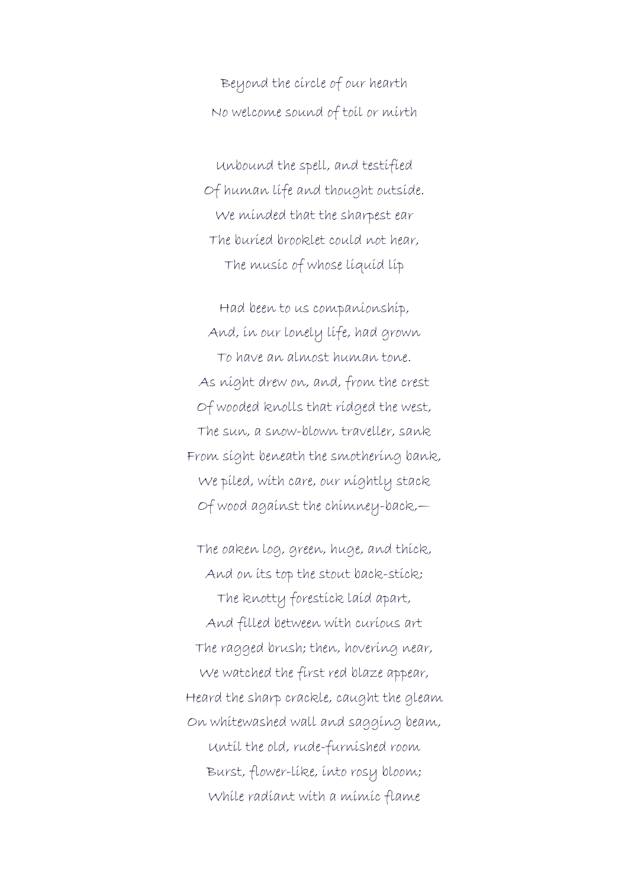Beyond the circle of our hearth  
No welcome sound of toil or mirth

Unbound the spell, and testified  
Of human life and thought outside.  
We minded that the sharpest ear  
The buried brooklet could not hear,  
The music of whose liquid lip

Had been to us companionship,  
And, in our lonely life, had grown  
To have an almost human tone.  
As night drew on, and, from the crest  
Of wooded knolls that ridged the west,  
The sun, a snow-blown traveller, sank  
From sight beneath the smothering bank,  
We piled, with care, our nightly stack  
Of wood against the chimney-back,—

The oaken log, green, huge, and thick,  
And on its top the stout back-stick;  
The knotty forestick laid apart,  
And filled between with curious art  
The ragged brush; then, hovering near,  
We watched the first red blaze appear,  
Heard the sharp crackle, caught the gleam  
On whitewashed wall and sagging beam,  
Until the old, rude-furnished room  
Burst, flower-like, into rosy bloom;  
While radiant with a mimic flame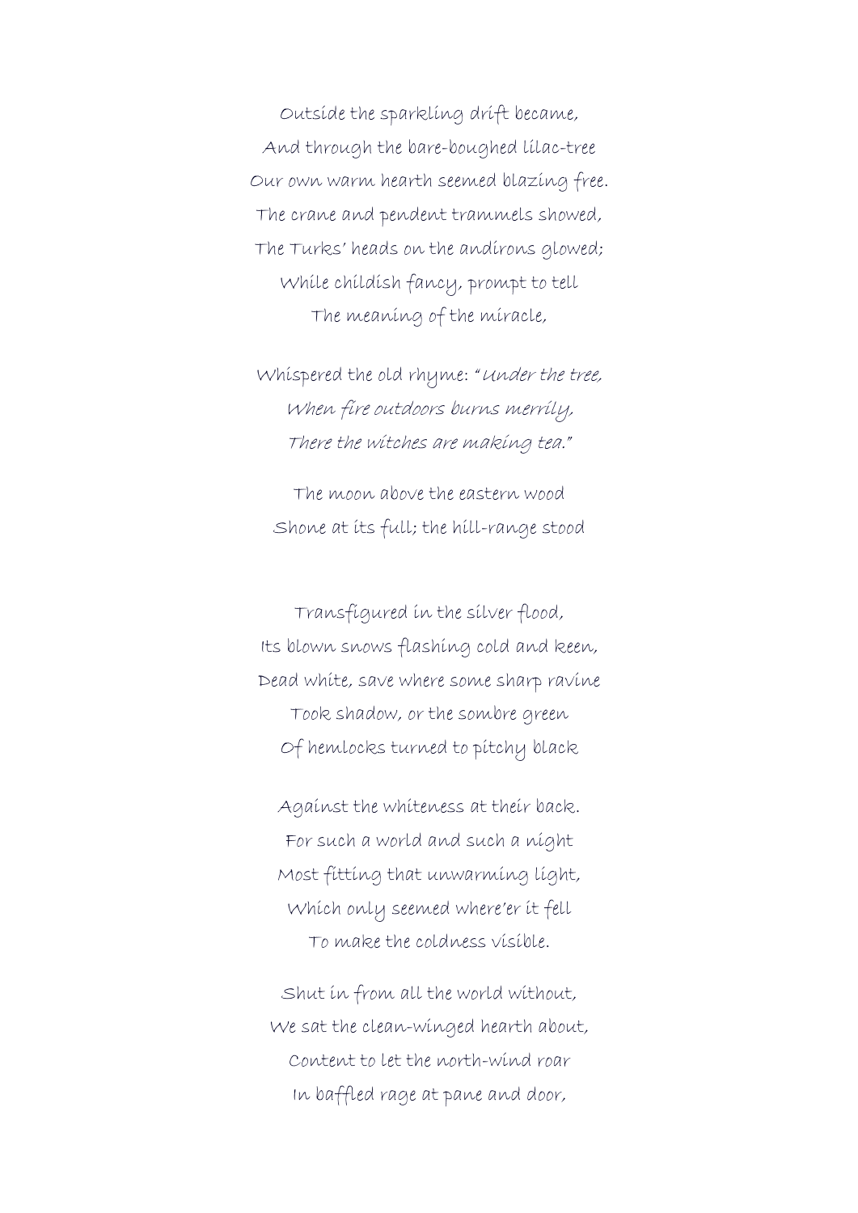Outside the sparkling drift became,
And through the bare-boughed lilac-tree
Our own warm hearth seemed blazing free.
The crane and pendent trammels showed,
The Turks' heads on the andirons glowed;
While childish fancy, prompt to tell
The meaning of the miracle,

Whispered the old rhyme: "*Under the tree,*
*When fire outdoors burns merrily,*
*There the witches are making tea.*"

The moon above the eastern wood
Shone at its full; the hill-range stood

Transfigured in the silver flood,
Its blown snows flashing cold and keen,
Dead white, save where some sharp ravine
Took shadow, or the sombre green
Of hemlocks turned to pitchy black

Against the whiteness at their back.
For such a world and such a night
Most fitting that unwarming light,
Which only seemed where'er it fell
To make the coldness visible.

Shut in from all the world without,
We sat the clean-winged hearth about,
Content to let the north-wind roar
In baffled rage at pane and door,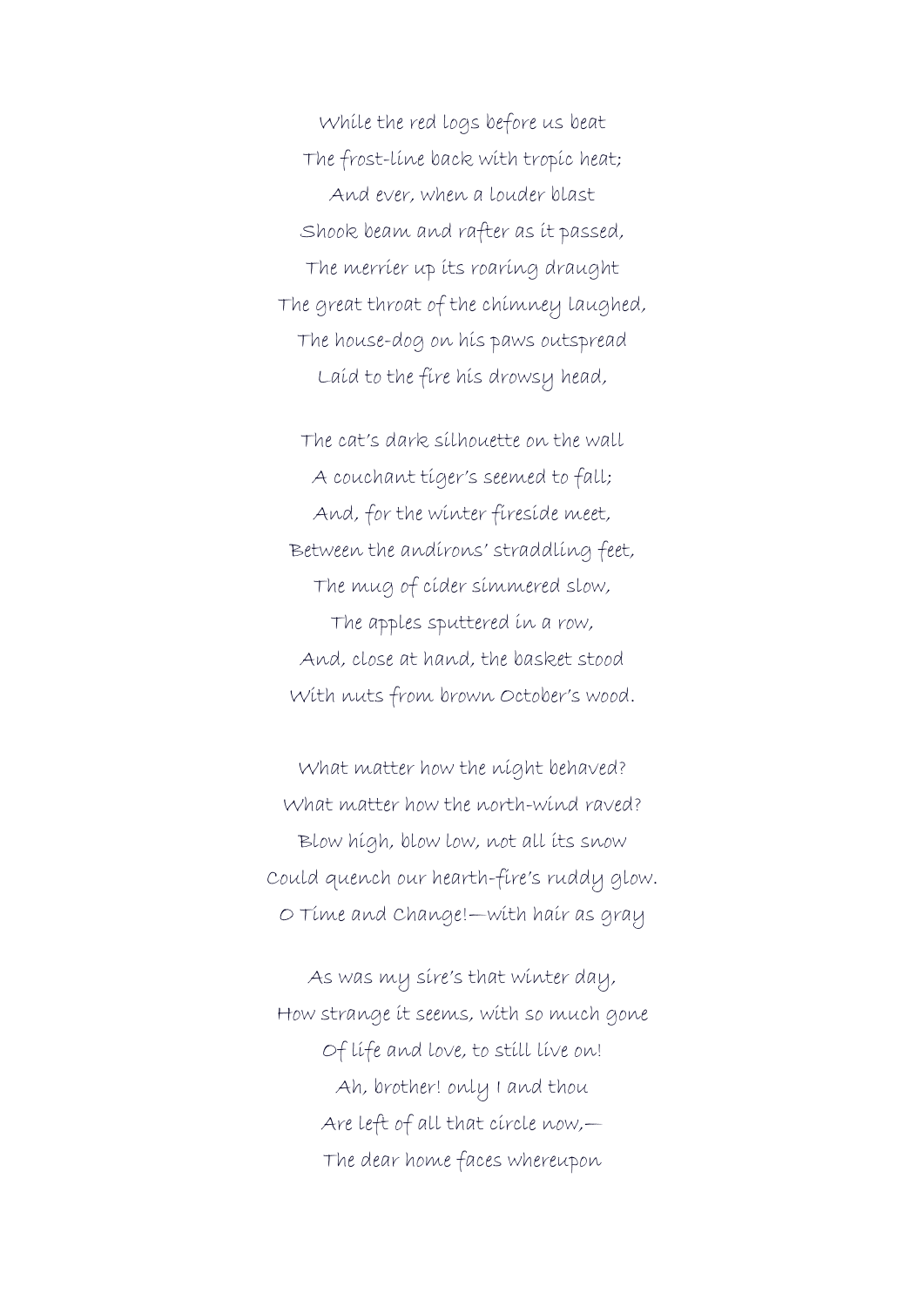While the red logs before us beat  
The frost-line back with tropic heat;  
And ever, when a louder blast  
Shook beam and rafter as it passed,  
The merrier up its roaring draught  
The great throat of the chimney laughed,  
The house-dog on his paws outspread  
Laid to the fire his drowsy head,

The cat's dark silhouette on the wall  
A couchant tiger's seemed to fall;  
And, for the winter fireside meet,  
Between the andirons' straddling feet,  
The mug of cider simmered slow,  
The apples sputtered in a row,  
And, close at hand, the basket stood  
With nuts from brown October's wood.

What matter how the night behaved?  
What matter how the north-wind raved?  
Blow high, blow low, not all its snow  
Could quench our hearth-fire's ruddy glow.  
O Time and Change!—with hair as gray

As was my sire's that winter day,  
How strange it seems, with so much gone  
Of life and love, to still live on!  
Ah, brother! only I and thou  
Are left of all that circle now,—  
The dear home faces whereupon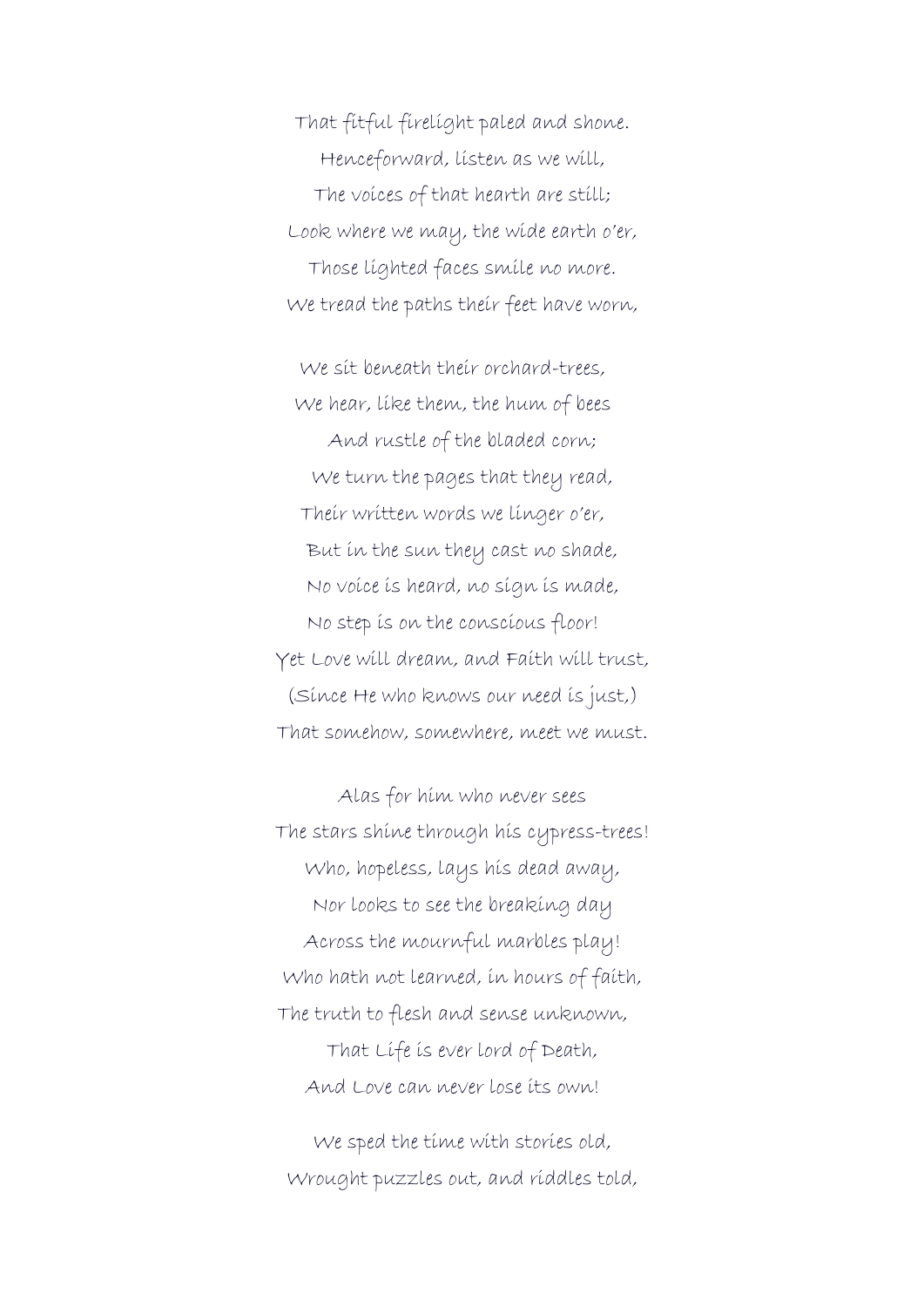That fitful firelight paled and shone.  
Henceforward, listen as we will,  
The voices of that hearth are still;  
Look where we may, the wide earth o'er,  
Those lighted faces smile no more.  
We tread the paths their feet have worn,

We sit beneath their orchard-trees,  
We hear, like them, the hum of bees  
And rustle of the bladed corn;  
We turn the pages that they read,  
Their written words we linger o'er,  
But in the sun they cast no shade,  
No voice is heard, no sign is made,  
No step is on the conscious floor!  
Yet Love will dream, and Faith will trust,  
(Since He who knows our need is just,)  
That somehow, somewhere, meet we must.

Alas for him who never sees  
The stars shine through his cypress-trees!  
Who, hopeless, lays his dead away,  
Nor looks to see the breaking day  
Across the mournful marbles play!  
Who hath not learned, in hours of faith,  
The truth to flesh and sense unknown,  
That Life is ever lord of Death,  
And Love can never lose its own!

We sped the time with stories old,  
Wrought puzzles out, and riddles told,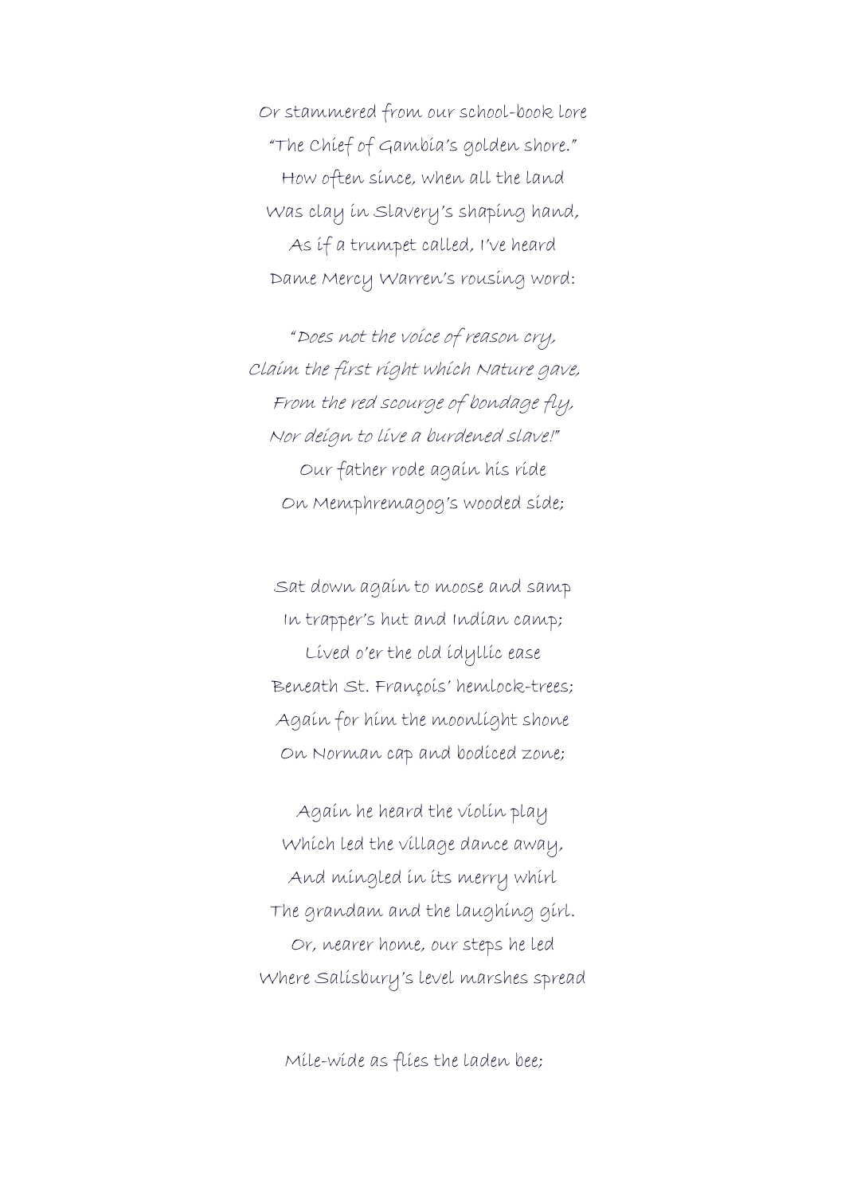Or stammered from our school-book lore
"The Chief of Gambia's golden shore."
How often since, when all the land
Was clay in Slavery's shaping hand,
As if a trumpet called, I've heard
Dame Mercy Warren's rousing word:

*"Does not the voice of reason cry,*
*Claim the first right which Nature gave,*
*From the red scourge of bondage fly,*
*Nor deign to live a burdened slave!"*
Our father rode again his ride
On Memphremagog's wooded side;

Sat down again to moose and samp
In trapper's hut and Indian camp;
Lived o'er the old idyllic ease
Beneath St. François' hemlock-trees;
Again for him the moonlight shone
On Norman cap and bodiced zone;

Again he heard the violin play
Which led the village dance away,
And mingled in its merry whirl
The grandam and the laughing girl.
Or, nearer home, our steps he led
Where Salisbury's level marshes spread

Mile-wide as flies the laden bee;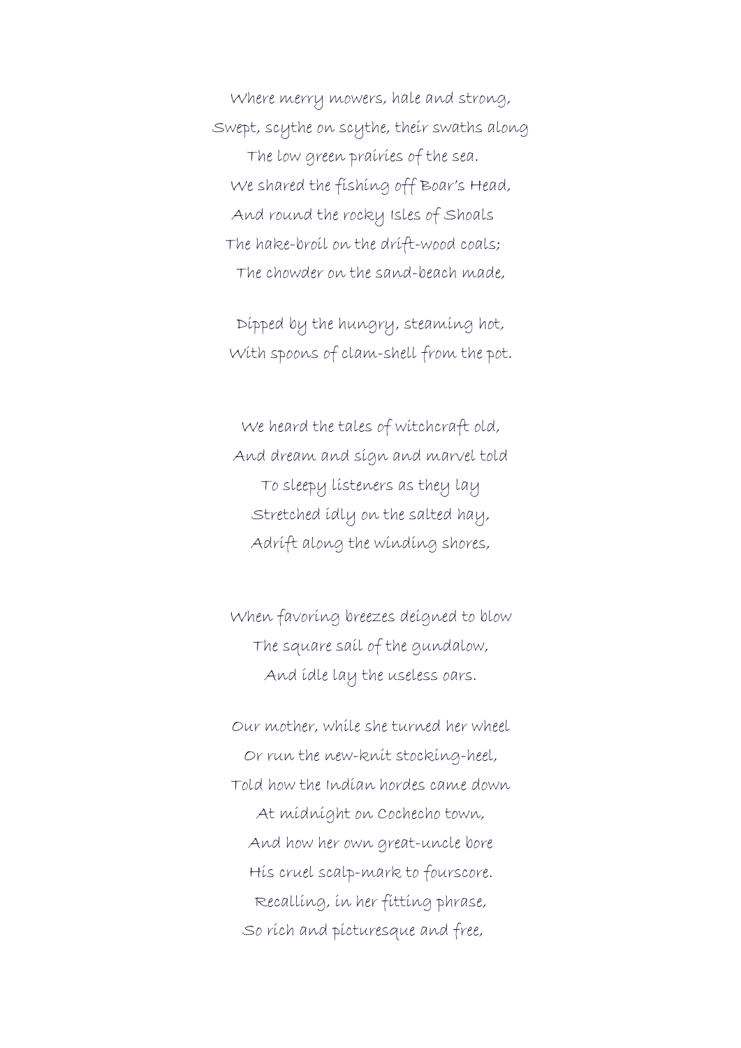Where merry mowers, hale and strong,
Swept, scythe on scythe, their swaths along
The low green prairies of the sea.
We shared the fishing off Boar's Head,
And round the rocky Isles of Shoals
The hake-broil on the drift-wood coals;
The chowder on the sand-beach made,

Dipped by the hungry, steaming hot,
With spoons of clam-shell from the pot.

We heard the tales of witchcraft old,
And dream and sign and marvel told
To sleepy listeners as they lay
Stretched idly on the salted hay,
Adrift along the winding shores,

When favoring breezes deigned to blow
The square sail of the gundalow,
And idle lay the useless oars.

Our mother, while she turned her wheel
Or run the new-knit stocking-heel,
Told how the Indian hordes came down
At midnight on Cochecho town,
And how her own great-uncle bore
His cruel scalp-mark to fourscore.
Recalling, in her fitting phrase,
So rich and picturesque and free,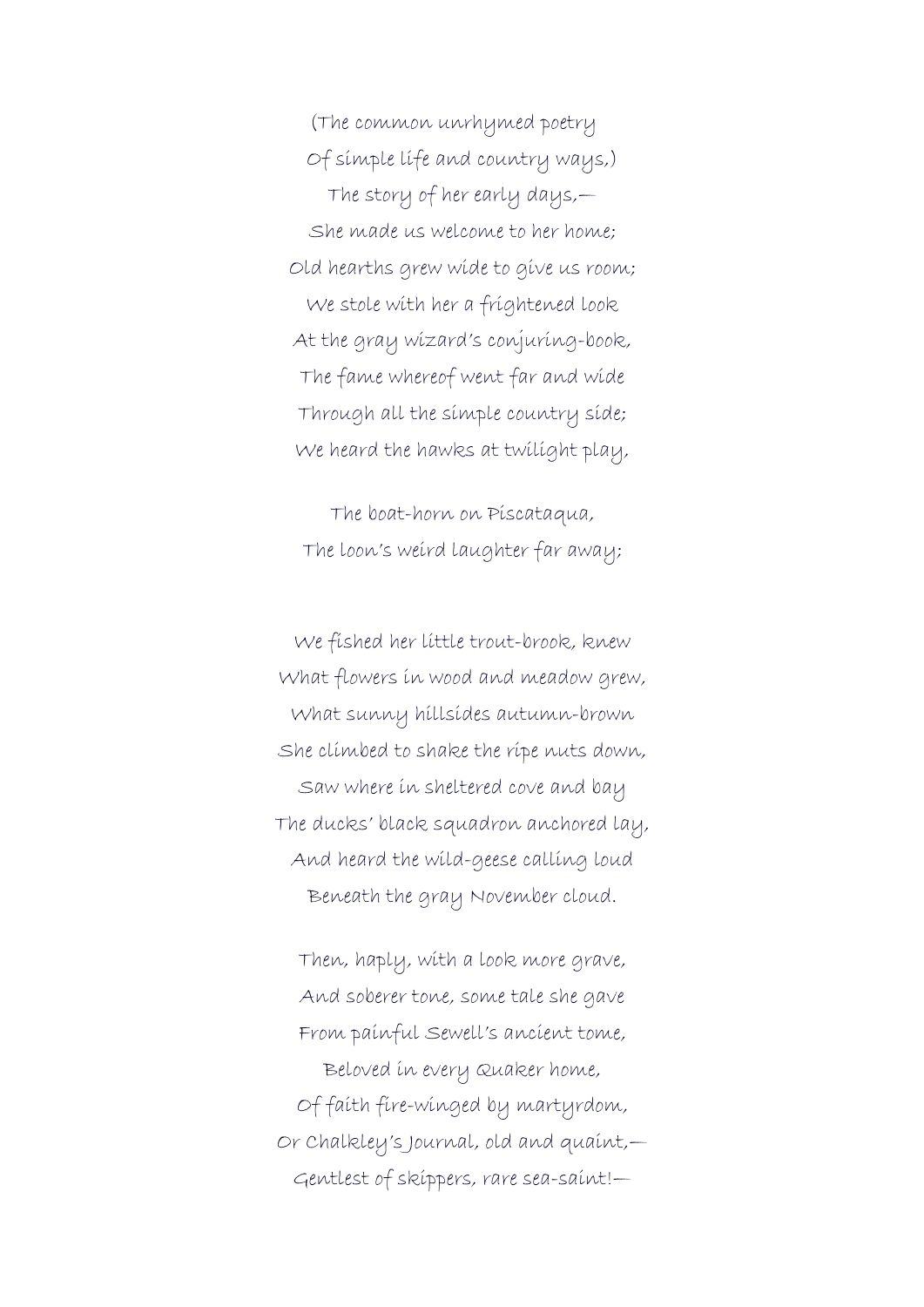(The common unrhymed poetry  
Of simple life and country ways,)  
The story of her early days,—  
She made us welcome to her home;  
Old hearths grew wide to give us room;  
We stole with her a frightened look  
At the gray wizard's conjuring-book,  
The fame whereof went far and wide  
Through all the simple country side;  
We heard the hawks at twilight play,

The boat-horn on Piscataqua,  
The loon's weird laughter far away;

We fished her little trout-brook, knew  
What flowers in wood and meadow grew,  
What sunny hillsides autumn-brown  
She climbed to shake the ripe nuts down,  
Saw where in sheltered cove and bay  
The ducks' black squadron anchored lay,  
And heard the wild-geese calling loud  
Beneath the gray November cloud.

Then, haply, with a look more grave,  
And soberer tone, some tale she gave  
From painful Sewell's ancient tome,  
Beloved in every Quaker home,  
Of faith fire-winged by martyrdom,  
Or Chalkley's Journal, old and quaint,—  
Gentlest of skippers, rare sea-saint!—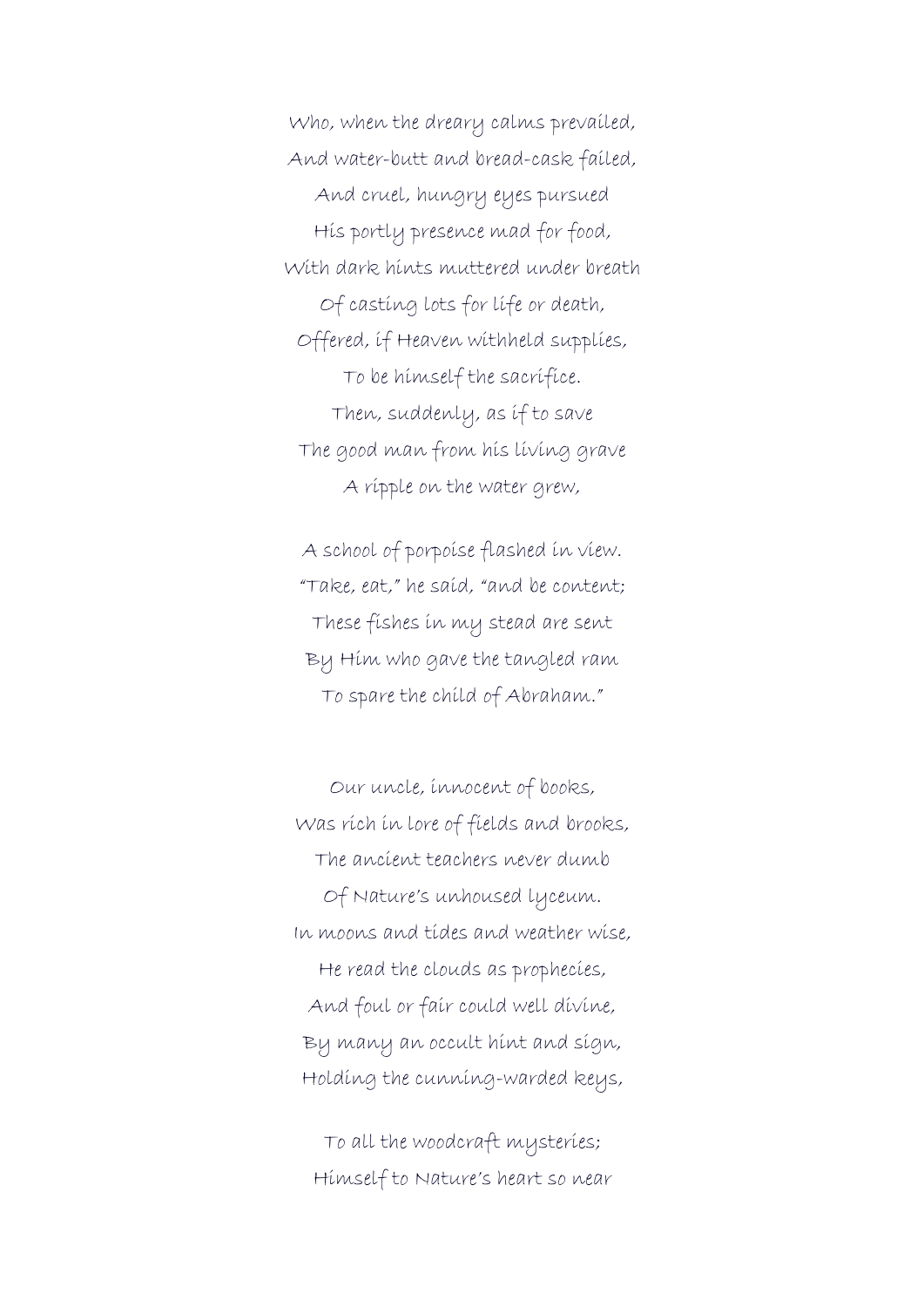Who, when the dreary calms prevailed,
And water-butt and bread-cask failed,
And cruel, hungry eyes pursued
His portly presence mad for food,
With dark hints muttered under breath
Of casting lots for life or death,
Offered, if Heaven withheld supplies,
To be himself the sacrifice.
Then, suddenly, as if to save
The good man from his living grave
A ripple on the water grew,

A school of porpoise flashed in view.
"Take, eat," he said, "and be content;
These fishes in my stead are sent
By Him who gave the tangled ram
To spare the child of Abraham."

Our uncle, innocent of books,
Was rich in lore of fields and brooks,
The ancient teachers never dumb
Of Nature's unhoused lyceum.
In moons and tides and weather wise,
He read the clouds as prophecies,
And foul or fair could well divine,
By many an occult hint and sign,
Holding the cunning-warded keys,

To all the woodcraft mysteries;
Himself to Nature's heart so near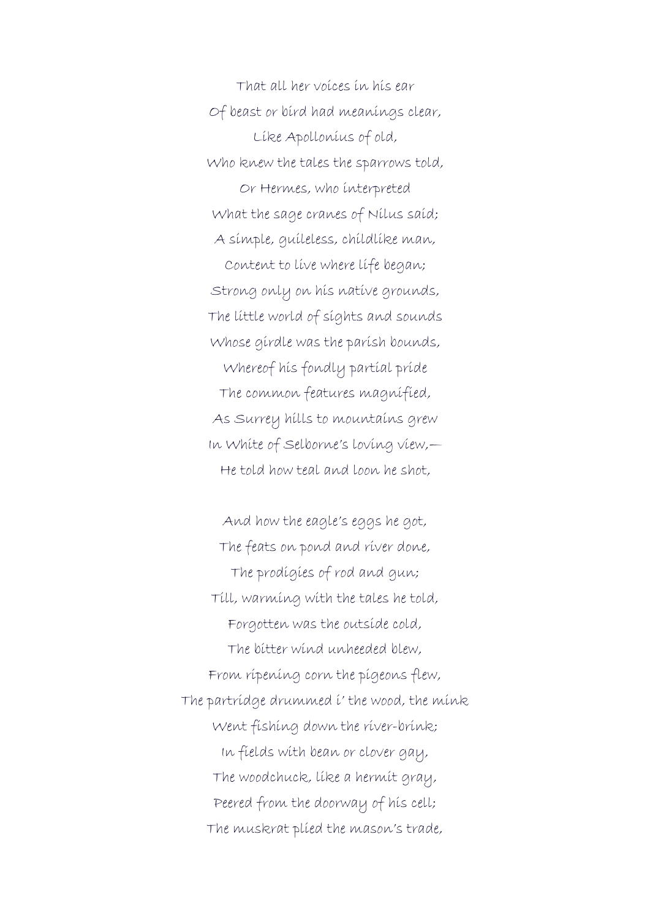That all her voices in his ear  
Of beast or bird had meanings clear,  
Like Apollonius of old,  
Who knew the tales the sparrows told,  
Or Hermes, who interpreted  
What the sage cranes of Nilus said;  
A simple, guileless, childlike man,  
Content to live where life began;  
Strong only on his native grounds,  
The little world of sights and sounds  
Whose girdle was the parish bounds,  
Whereof his fondly partial pride  
The common features magnified,  
As Surrey hills to mountains grew  
In White of Selborne's loving view,—  
He told how teal and loon he shot,

And how the eagle's eggs he got,  
The feats on pond and river done,  
The prodigies of rod and gun;  
Till, warming with the tales he told,  
Forgotten was the outside cold,  
The bitter wind unheeded blew,  
From ripening corn the pigeons flew,  
The partridge drummed i' the wood, the mink  
Went fishing down the river-brink;  
In fields with bean or clover gay,  
The woodchuck, like a hermit gray,  
Peered from the doorway of his cell;  
The muskrat plied the mason's trade,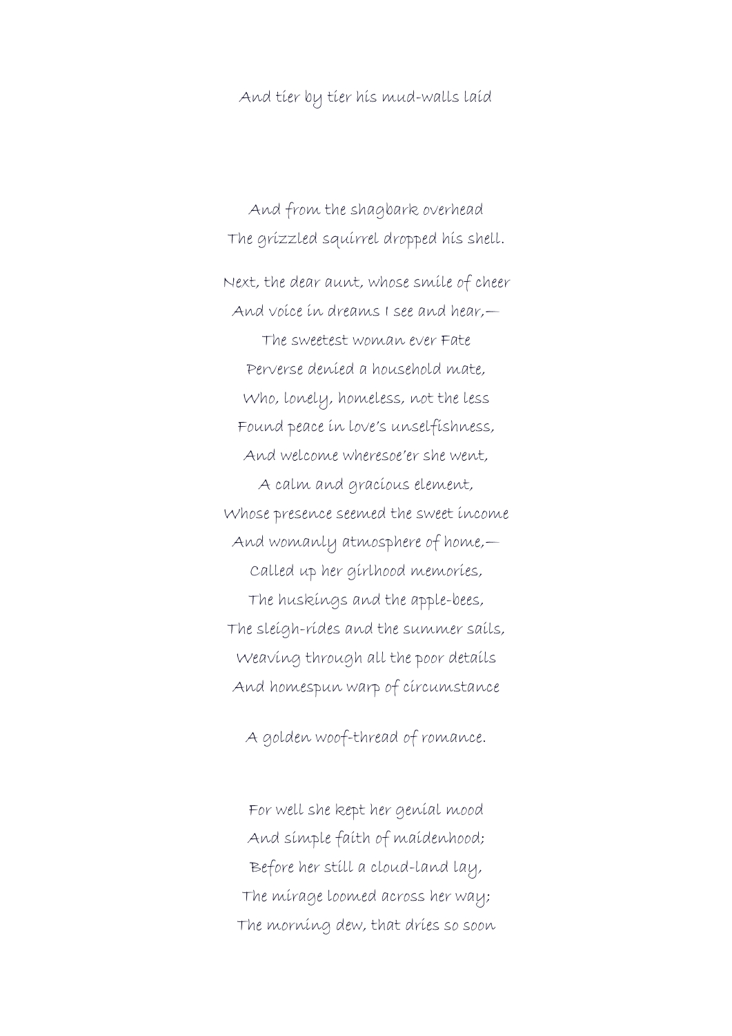And tier by tier his mud-walls laid

And from the shagbark overhead
The grizzled squirrel dropped his shell.

Next, the dear aunt, whose smile of cheer
And voice in dreams I see and hear,—
The sweetest woman ever Fate
Perverse denied a household mate,
Who, lonely, homeless, not the less
Found peace in love's unselfishness,
And welcome wheresoe'er she went,
A calm and gracious element,
Whose presence seemed the sweet income
And womanly atmosphere of home,—
Called up her girlhood memories,
The huskings and the apple-bees,
The sleigh-rides and the summer sails,
Weaving through all the poor details
And homespun warp of circumstance

A golden woof-thread of romance.

For well she kept her genial mood
And simple faith of maidenhood;
Before her still a cloud-land lay,
The mirage loomed across her way;
The morning dew, that dries so soon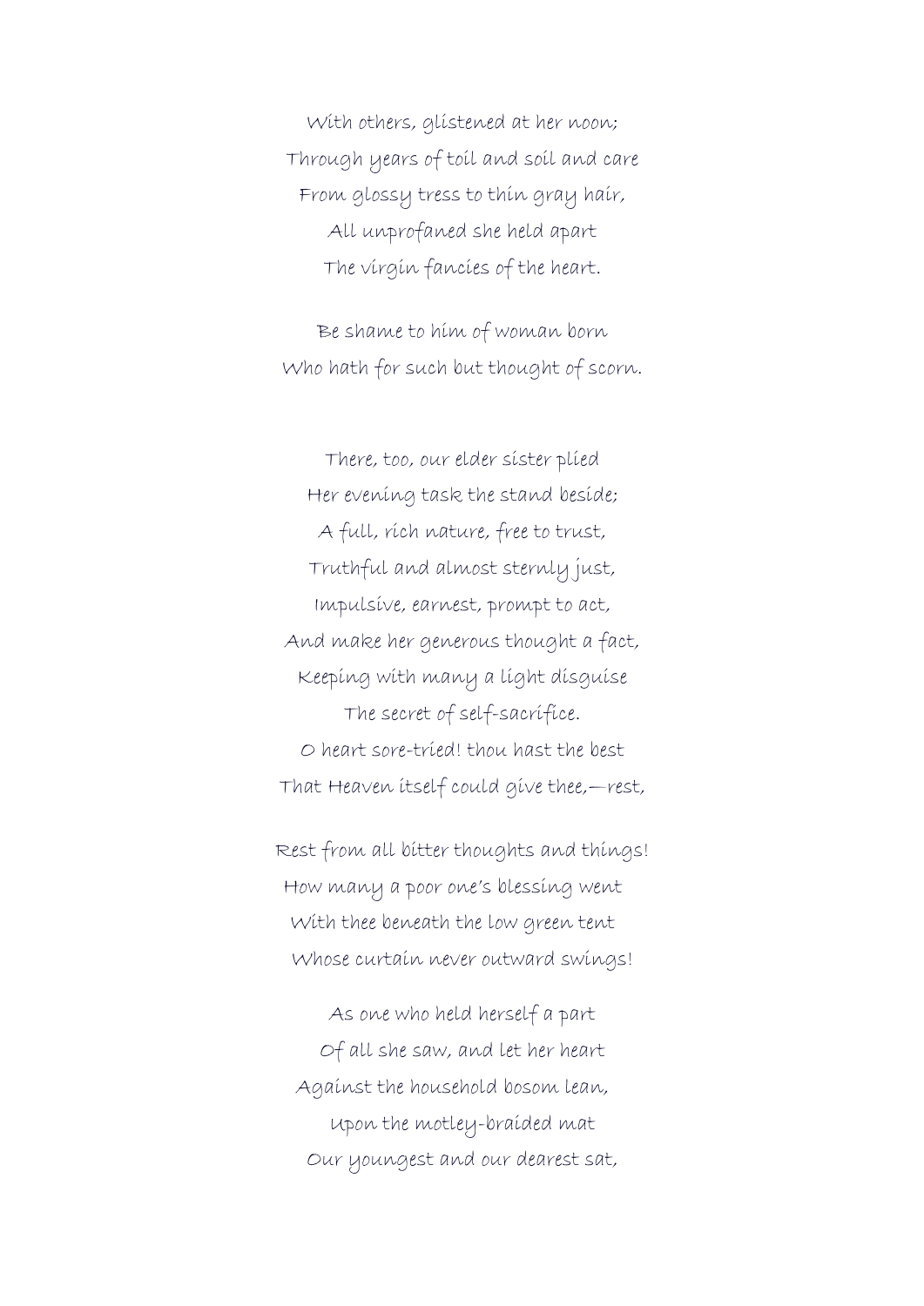With others, glistened at her noon;  
Through years of toil and soil and care  
From glossy tress to thin gray hair,  
All unprofaned she held apart  
The virgin fancies of the heart.

Be shame to him of woman born  
Who hath for such but thought of scorn.

There, too, our elder sister plied  
Her evening task the stand beside;  
A full, rich nature, free to trust,  
Truthful and almost sternly just,  
Impulsive, earnest, prompt to act,  
And make her generous thought a fact,  
Keeping with many a light disguise  
The secret of self-sacrifice.  
O heart sore-tried! thou hast the best  
That Heaven itself could give thee,—rest,

Rest from all bitter thoughts and things!  
How many a poor one's blessing went  
With thee beneath the low green tent  
Whose curtain never outward swings!

As one who held herself a part  
Of all she saw, and let her heart  
Against the household bosom lean,  
Upon the motley-braided mat  
Our youngest and our dearest sat,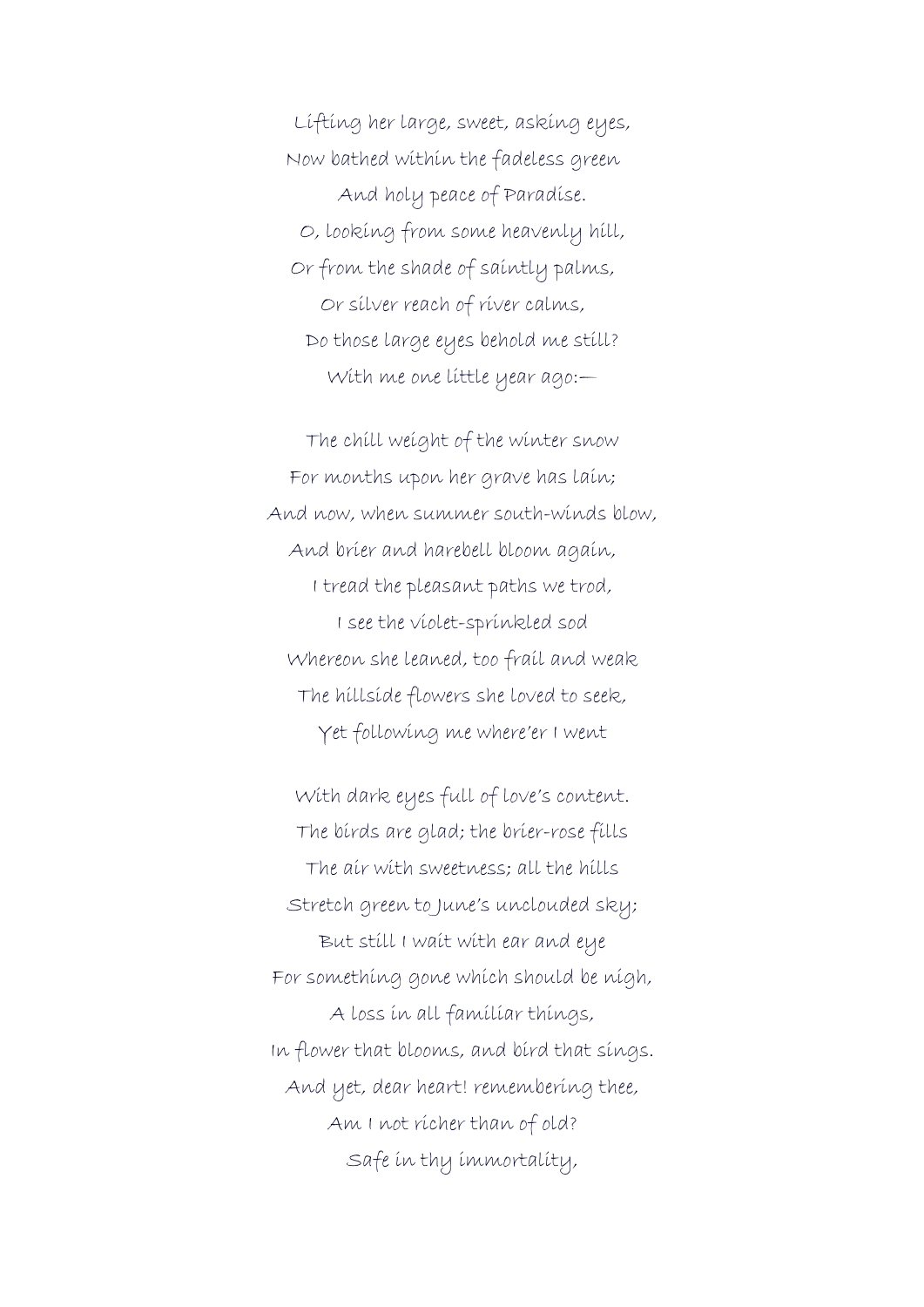Lifting her large, sweet, asking eyes,  
Now bathed within the fadeless green  
And holy peace of Paradise.  
O, looking from some heavenly hill,  
Or from the shade of saintly palms,  
Or silver reach of river calms,  
Do those large eyes behold me still?  
With me one little year ago:—

The chill weight of the winter snow  
For months upon her grave has lain;  
And now, when summer south-winds blow,  
And brier and harebell bloom again,  
I tread the pleasant paths we trod,  
I see the violet-sprinkled sod  
Whereon she leaned, too frail and weak  
The hillside flowers she loved to seek,  
Yet following me where'er I went

With dark eyes full of love's content.  
The birds are glad; the brier-rose fills  
The air with sweetness; all the hills  
Stretch green to June's unclouded sky;  
But still I wait with ear and eye  
For something gone which should be nigh,  
A loss in all familiar things,  
In flower that blooms, and bird that sings.  
And yet, dear heart! remembering thee,  
Am I not richer than of old?  
Safe in thy immortality,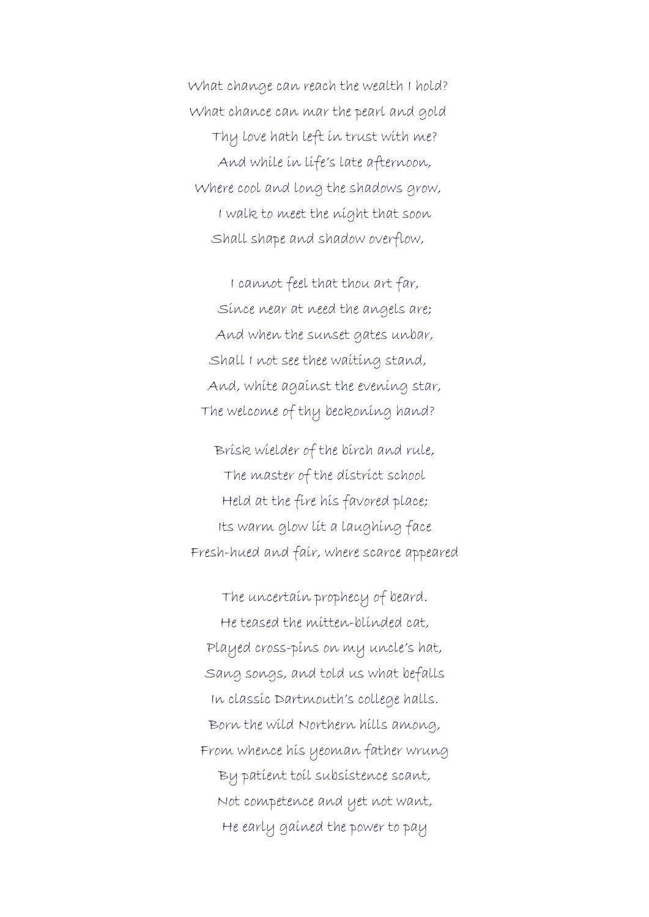What change can reach the wealth I hold?  
What chance can mar the pearl and gold  
Thy love hath left in trust with me?  
And while in life's late afternoon,  
Where cool and long the shadows grow,  
I walk to meet the night that soon  
Shall shape and shadow overflow,

I cannot feel that thou art far,  
Since near at need the angels are;  
And when the sunset gates unbar,  
Shall I not see thee waiting stand,  
And, white against the evening star,  
The welcome of thy beckoning hand?

Brisk wielder of the birch and rule,  
The master of the district school  
Held at the fire his favored place;  
Its warm glow lit a laughing face  
Fresh-hued and fair, where scarce appeared

The uncertain prophecy of beard.  
He teased the mitten-blinded cat,  
Played cross-pins on my uncle's hat,  
Sang songs, and told us what befalls  
In classic Dartmouth's college halls.  
Born the wild Northern hills among,  
From whence his yeoman father wrung  
By patient toil subsistence scant,  
Not competence and yet not want,  
He early gained the power to pay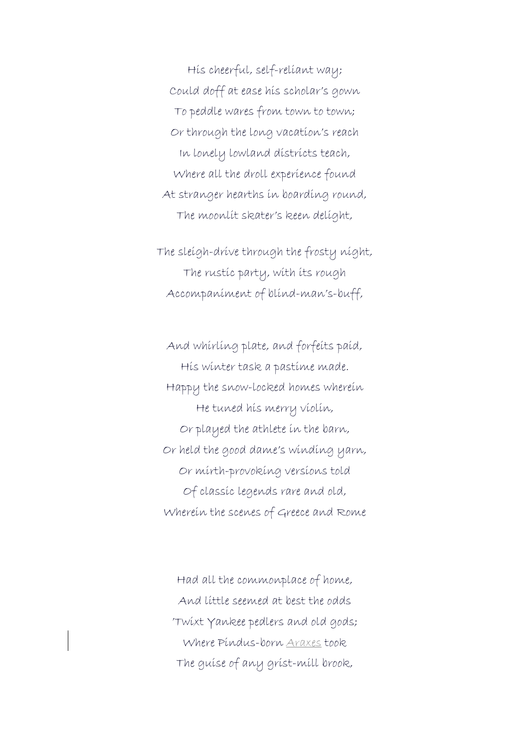His cheerful, self-reliant way;
Could doff at ease his scholar's gown
To peddle wares from town to town;
Or through the long vacation's reach
In lonely lowland districts teach,
Where all the droll experience found
At stranger hearths in boarding round,
The moonlit skater's keen delight,

The sleigh-drive through the frosty night,
The rustic party, with its rough
Accompaniment of blind-man's-buff,

And whirling plate, and forfeits paid,
His winter task a pastime made.
Happy the snow-locked homes wherein
He tuned his merry violin,
Or played the athlete in the barn,
Or held the good dame's winding yarn,
Or mirth-provoking versions told
Of classic legends rare and old,
Wherein the scenes of Greece and Rome

Had all the commonplace of home,
And little seemed at best the odds
'Twixt Yankee pedlers and old gods;
Where Pindus-born Araxes took
The guise of any grist-mill brook,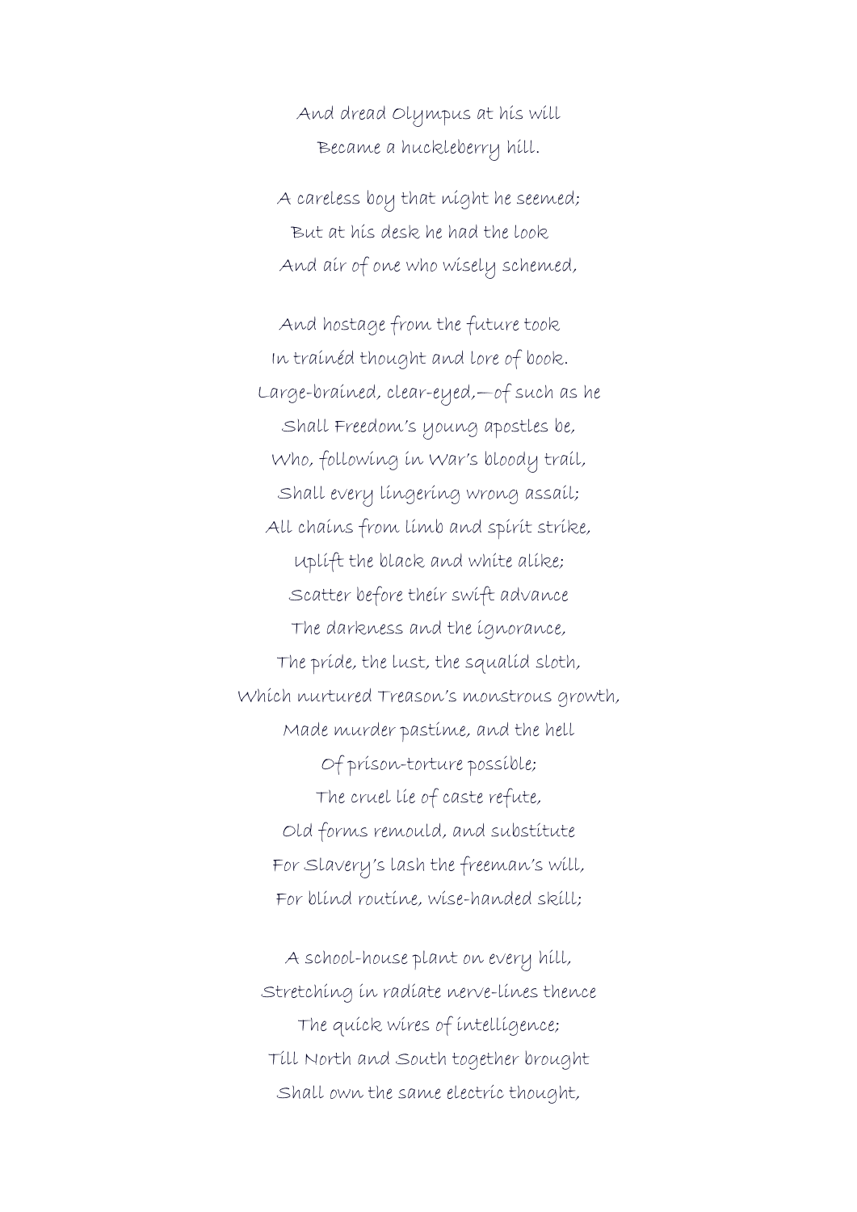And dread Olympus at his will
Became a huckleberry hill.

A careless boy that night he seemed;
But at his desk he had the look
And air of one who wisely schemed,

And hostage from the future took
In trainéd thought and lore of book.
Large-brained, clear-eyed,—of such as he
Shall Freedom's young apostles be,
Who, following in War's bloody trail,
Shall every lingering wrong assail;
All chains from limb and spirit strike,
Uplift the black and white alike;
Scatter before their swift advance
The darkness and the ignorance,
The pride, the lust, the squalid sloth,
Which nurtured Treason's monstrous growth,
Made murder pastime, and the hell
Of prison-torture possible;
The cruel lie of caste refute,
Old forms remould, and substitute
For Slavery's lash the freeman's will,
For blind routine, wise-handed skill;

A school-house plant on every hill,
Stretching in radiate nerve-lines thence
The quick wires of intelligence;
Till North and South together brought
Shall own the same electric thought,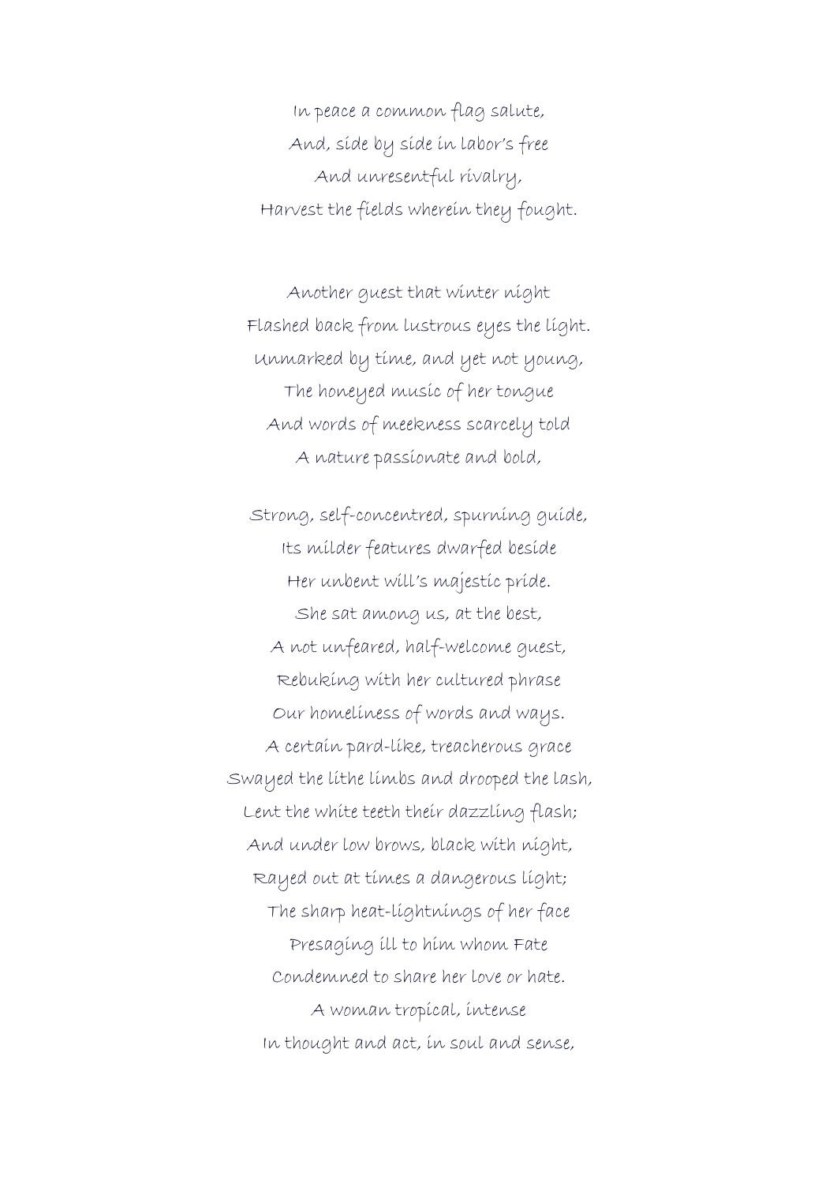In peace a common flag salute,  
And, side by side in labor's free  
And unresentful rivalry,  
Harvest the fields wherein they fought.

Another guest that winter night  
Flashed back from lustrous eyes the light.  
Unmarked by time, and yet not young,  
The honeyed music of her tongue  
And words of meekness scarcely told  
A nature passionate and bold,

Strong, self-concentred, spurning guide,  
Its milder features dwarfed beside  
Her unbent will's majestic pride.  
She sat among us, at the best,  
A not unfeared, half-welcome guest,  
Rebuking with her cultured phrase  
Our homeliness of words and ways.  
A certain pard-like, treacherous grace  
Swayed the lithe limbs and drooped the lash,  
Lent the white teeth their dazzling flash;  
And under low brows, black with night,  
Rayed out at times a dangerous light;  
The sharp heat-lightnings of her face  
Presaging ill to him whom Fate  
Condemned to share her love or hate.  
A woman tropical, intense  
In thought and act, in soul and sense,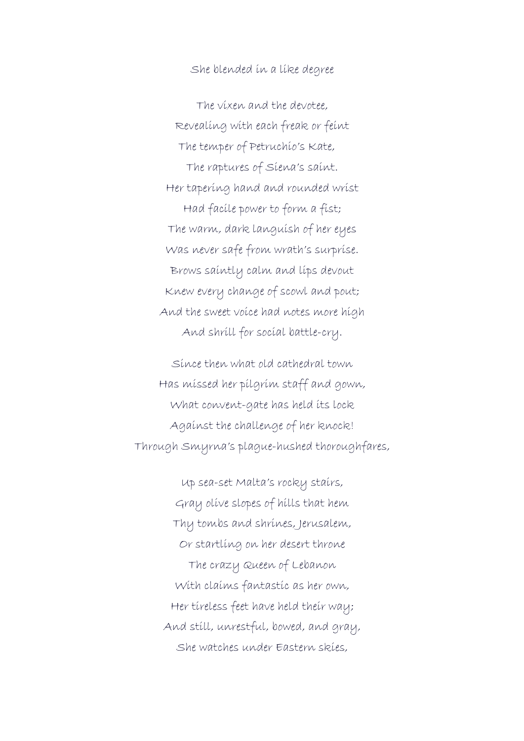She blended in a like degree

The vixen and the devotee,
Revealing with each freak or feint
The temper of Petruchio's Kate,
The raptures of Siena's saint.
Her tapering hand and rounded wrist
Had facile power to form a fist;
The warm, dark languish of her eyes
Was never safe from wrath's surprise.
Brows saintly calm and lips devout
Knew every change of scowl and pout;
And the sweet voice had notes more high
And shrill for social battle-cry.

Since then what old cathedral town
Has missed her pilgrim staff and gown,
What convent-gate has held its lock
Against the challenge of her knock!
Through Smyrna's plague-hushed thoroughfares,

Up sea-set Malta's rocky stairs,
Gray olive slopes of hills that hem
Thy tombs and shrines, Jerusalem,
Or startling on her desert throne
The crazy Queen of Lebanon
With claims fantastic as her own,
Her tireless feet have held their way;
And still, unrestful, bowed, and gray,
She watches under Eastern skies,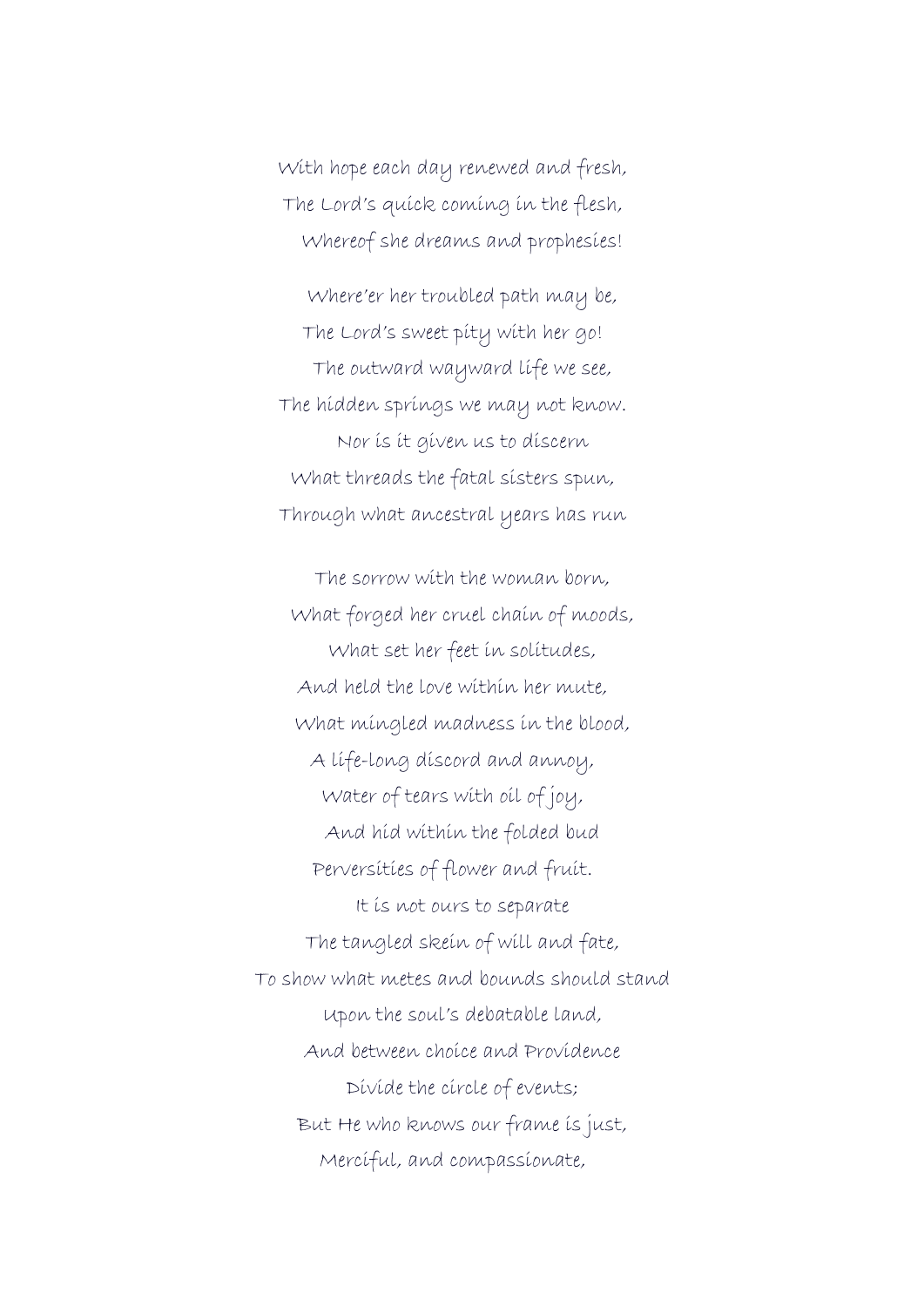With hope each day renewed and fresh,  
The Lord's quick coming in the flesh,  
Whereof she dreams and prophesies!

Where'er her troubled path may be,  
The Lord's sweet pity with her go!  
The outward wayward life we see,  
The hidden springs we may not know.  
Nor is it given us to discern  
What threads the fatal sisters spun,  
Through what ancestral years has run

The sorrow with the woman born,  
What forged her cruel chain of moods,  
What set her feet in solitudes,  
And held the love within her mute,  
What mingled madness in the blood,  
A life-long discord and annoy,  
Water of tears with oil of joy,  
And hid within the folded bud  
Perversities of flower and fruit.  
It is not ours to separate  
The tangled skein of will and fate,  
To show what metes and bounds should stand  
Upon the soul's debatable land,  
And between choice and Providence  
Divide the circle of events;  
But He who knows our frame is just,  
Merciful, and compassionate,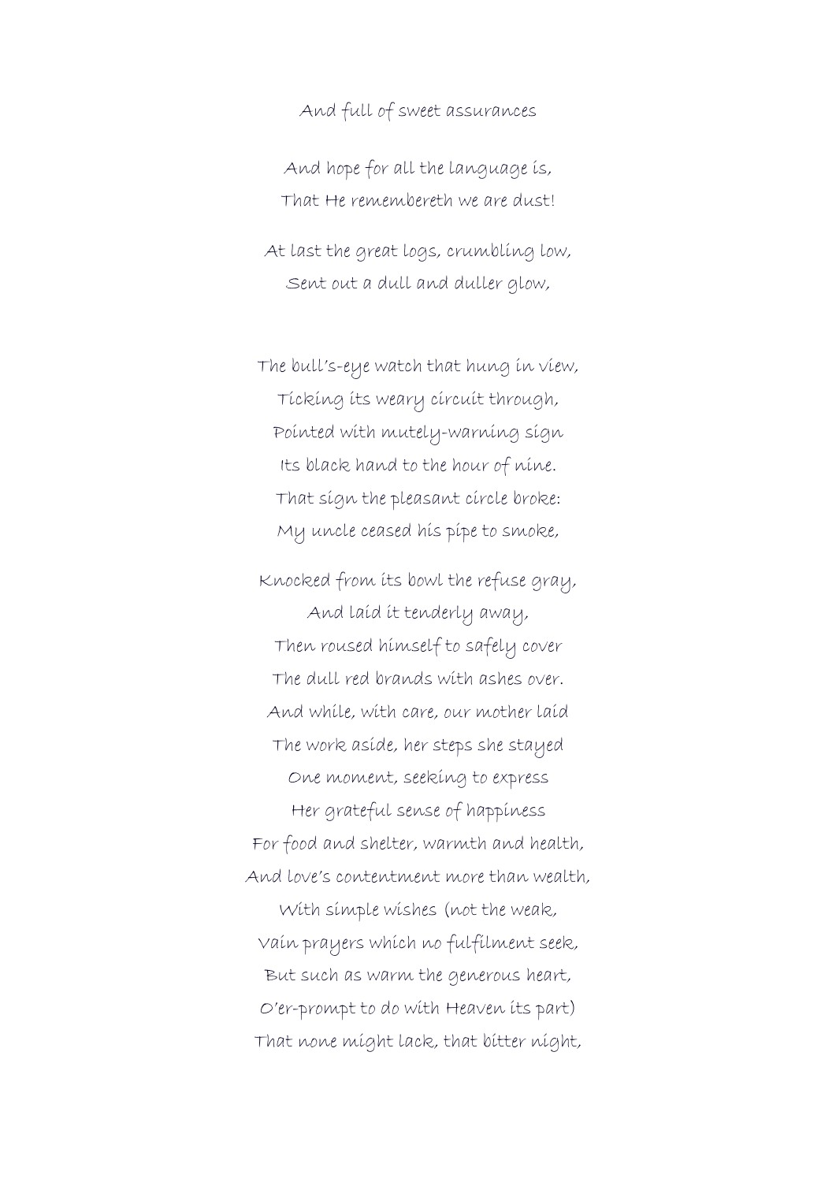And full of sweet assurances

And hope for all the language is,
That He remembereth we are dust!

At last the great logs, crumbling low,
Sent out a dull and duller glow,

The bull's-eye watch that hung in view,
Ticking its weary circuit through,
Pointed with mutely-warning sign
Its black hand to the hour of nine.
That sign the pleasant circle broke:
My uncle ceased his pipe to smoke,

Knocked from its bowl the refuse gray,
And laid it tenderly away,
Then roused himself to safely cover
The dull red brands with ashes over.
And while, with care, our mother laid
The work aside, her steps she stayed
One moment, seeking to express
Her grateful sense of happiness
For food and shelter, warmth and health,
And love's contentment more than wealth,
With simple wishes (not the weak,
Vain prayers which no fulfilment seek,
But such as warm the generous heart,
O'er-prompt to do with Heaven its part)
That none might lack, that bitter night,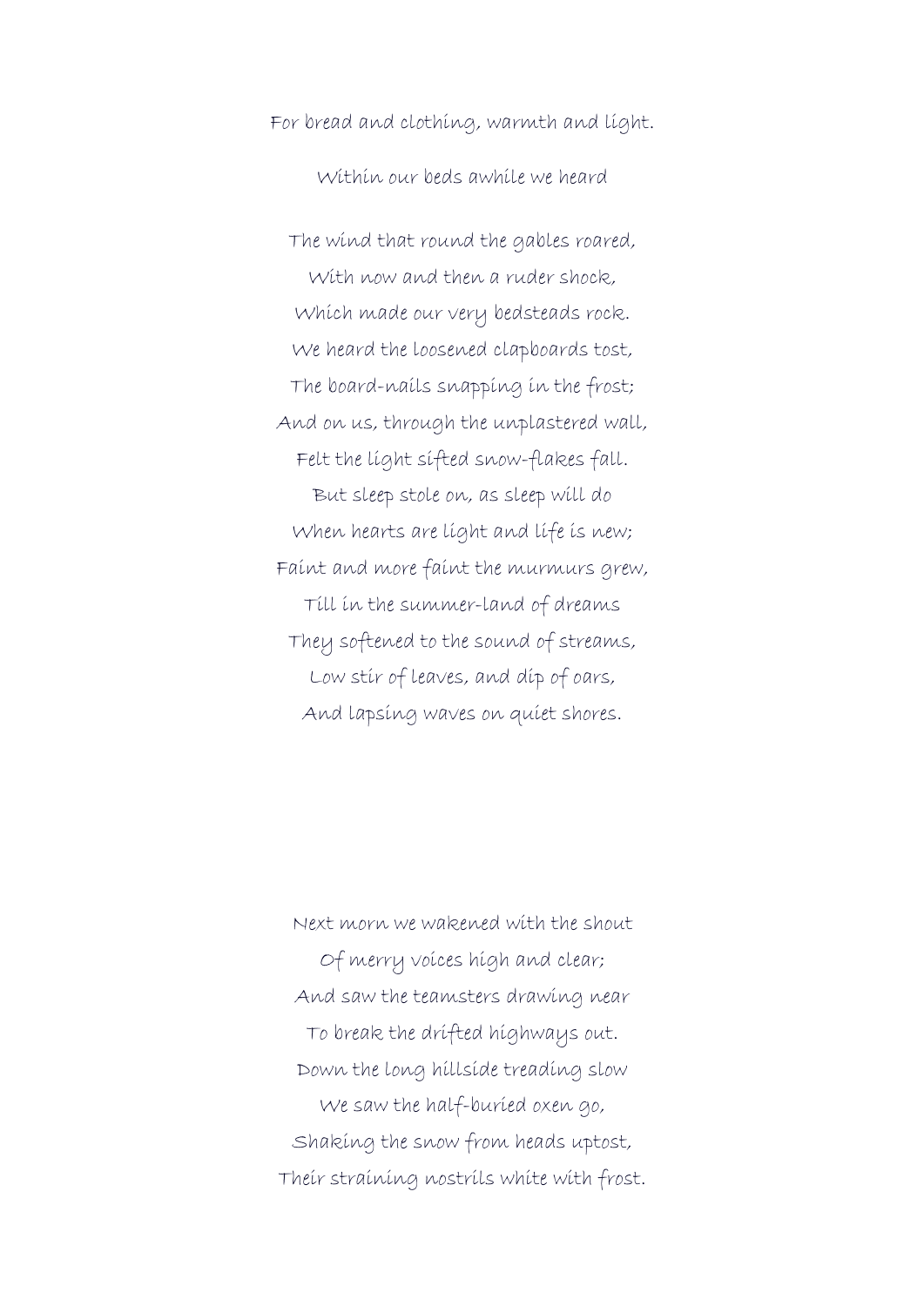For bread and clothing, warmth and light.

Within our beds awhile we heard

The wind that round the gables roared,
With now and then a ruder shock,
Which made our very bedsteads rock.
We heard the loosened clapboards tost,
The board-nails snapping in the frost;
And on us, through the unplastered wall,
Felt the light sifted snow-flakes fall.
But sleep stole on, as sleep will do
When hearts are light and life is new;
Faint and more faint the murmurs grew,
Till in the summer-land of dreams
They softened to the sound of streams,
Low stir of leaves, and dip of oars,
And lapsing waves on quiet shores.

Next morn we wakened with the shout
Of merry voices high and clear;
And saw the teamsters drawing near
To break the drifted highways out.
Down the long hillside treading slow
We saw the half-buried oxen go,
Shaking the snow from heads uptost,
Their straining nostrils white with frost.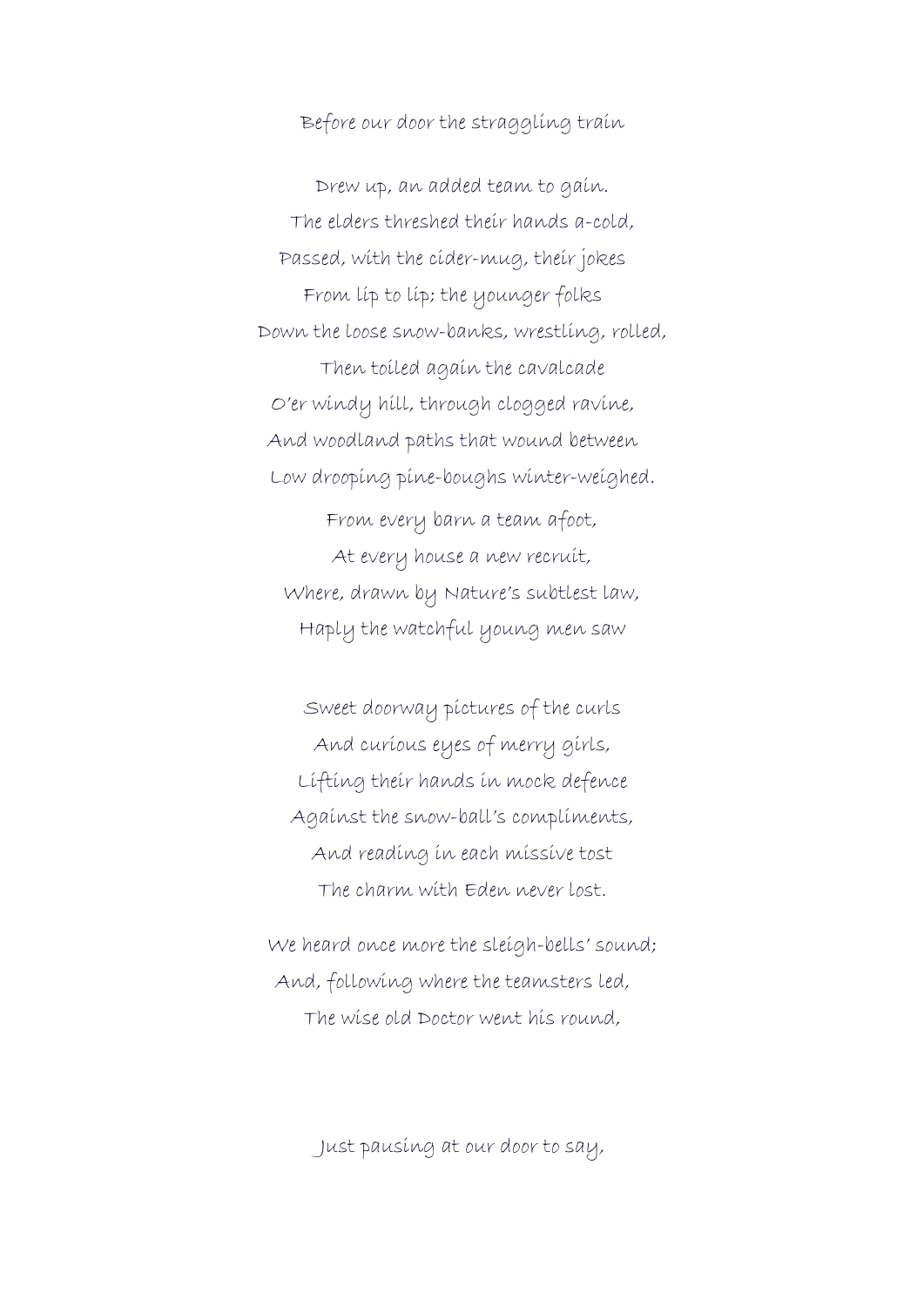Before our door the straggling train

Drew up, an added team to gain.
The elders threshed their hands a-cold,
Passed, with the cider-mug, their jokes
From lip to lip; the younger folks
Down the loose snow-banks, wrestling, rolled,
Then toiled again the cavalcade
O'er windy hill, through clogged ravine,
And woodland paths that wound between
Low drooping pine-boughs winter-weighed.
From every barn a team afoot,
At every house a new recruit,
Where, drawn by Nature's subtlest law,
Haply the watchful young men saw

Sweet doorway pictures of the curls
And curious eyes of merry girls,
Lifting their hands in mock defence
Against the snow-ball's compliments,
And reading in each missive tost
The charm with Eden never lost.

We heard once more the sleigh-bells' sound;
And, following where the teamsters led,
The wise old Doctor went his round,

Just pausing at our door to say,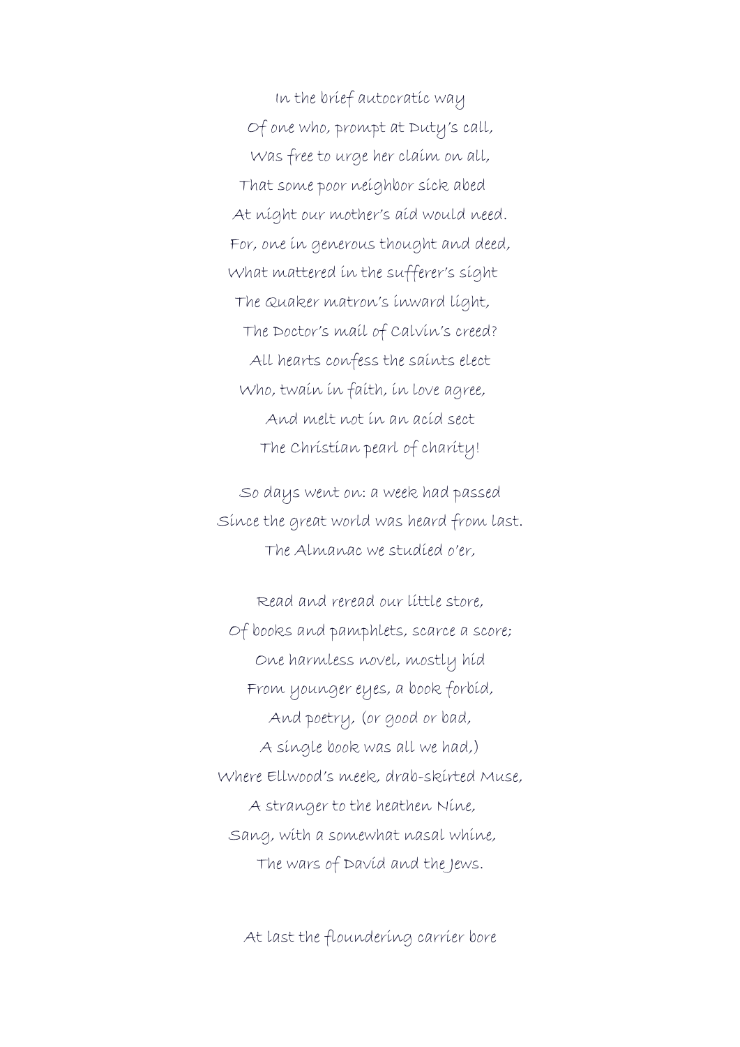In the brief autocratic way
Of one who, prompt at Duty's call,
Was free to urge her claim on all,
That some poor neighbor sick abed
At night our mother's aid would need.
For, one in generous thought and deed,
What mattered in the sufferer's sight
The Quaker matron's inward light,
The Doctor's mail of Calvin's creed?
All hearts confess the saints elect
Who, twain in faith, in love agree,
And melt not in an acid sect
The Christian pearl of charity!

So days went on: a week had passed
Since the great world was heard from last.
The Almanac we studied o'er,

Read and reread our little store,
Of books and pamphlets, scarce a score;
One harmless novel, mostly hid
From younger eyes, a book forbid,
And poetry, (or good or bad,
A single book was all we had,)
Where Ellwood's meek, drab-skirted Muse,
A stranger to the heathen Nine,
Sang, with a somewhat nasal whine,
The wars of David and the Jews.

At last the floundering carrier bore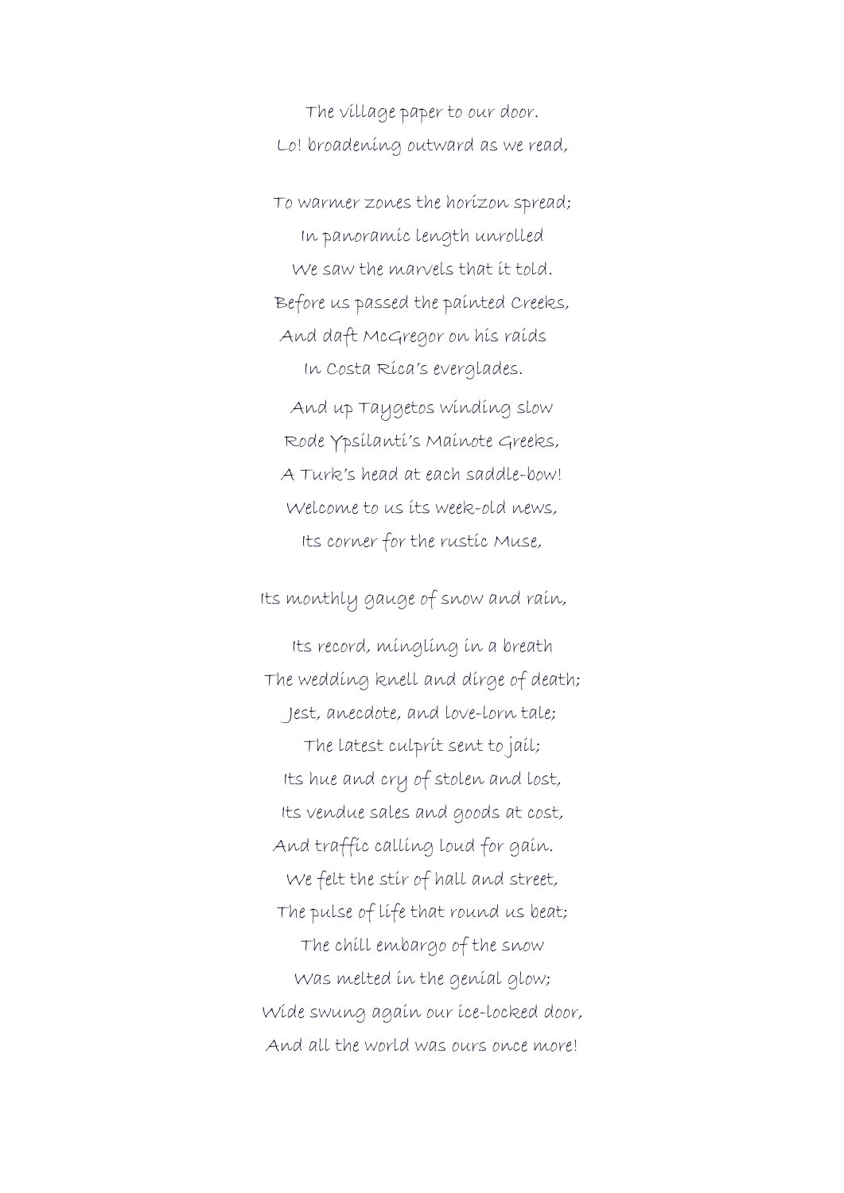The village paper to our door.  
Lo! broadening outward as we read,

To warmer zones the horizon spread;  
In panoramic length unrolled  
We saw the marvels that it told.  
Before us passed the painted Creeks,  
And daft McGregor on his raids  
In Costa Rica's everglades.  
And up Taygetos winding slow  
Rode Ypsilanti's Mainote Greeks,  
A Turk's head at each saddle-bow!  
Welcome to us its week-old news,  
Its corner for the rustic Muse,

Its monthly gauge of snow and rain,

Its record, mingling in a breath  
The wedding knell and dirge of death;  
Jest, anecdote, and love-lorn tale;  
The latest culprit sent to jail;  
Its hue and cry of stolen and lost,  
Its vendue sales and goods at cost,  
And traffic calling loud for gain.  
We felt the stir of hall and street,  
The pulse of life that round us beat;  
The chill embargo of the snow  
Was melted in the genial glow;  
Wide swung again our ice-locked door,  
And all the world was ours once more!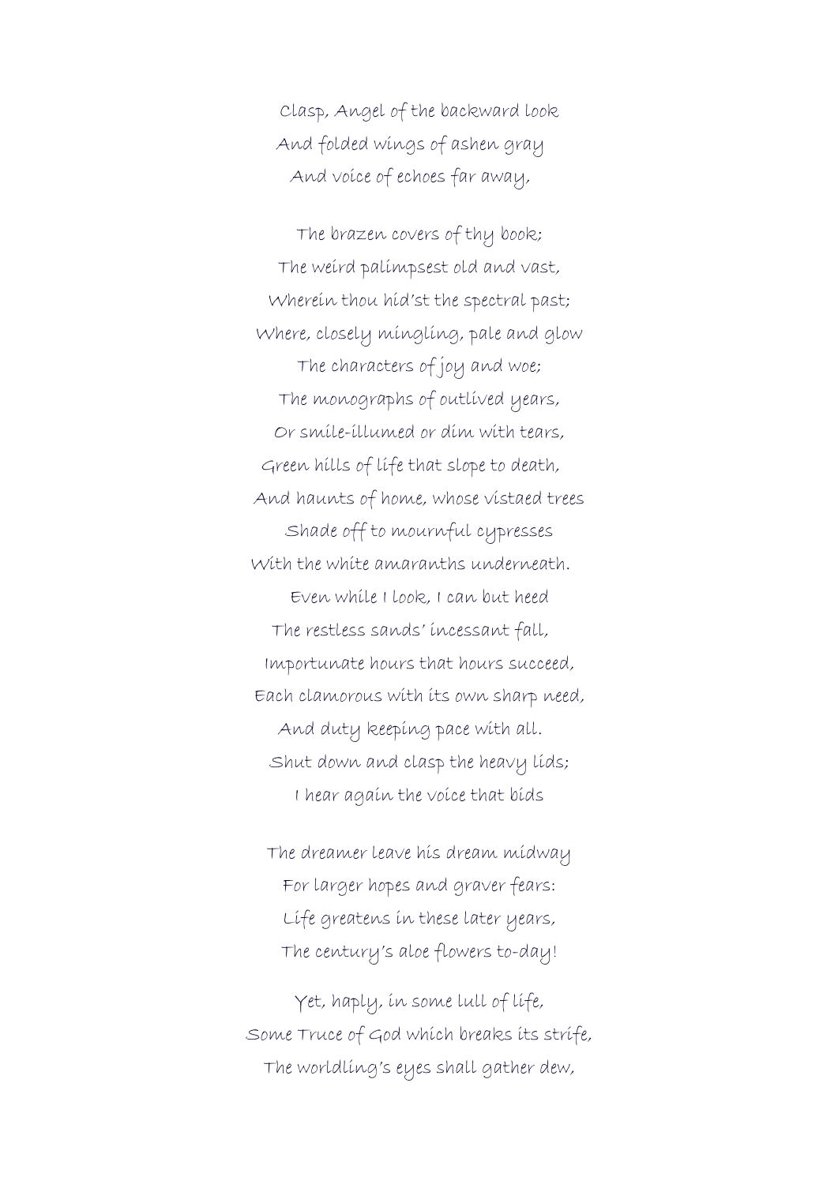Clasp, Angel of the backward look  
And folded wings of ashen gray  
And voice of echoes far away,

The brazen covers of thy book;  
The weird palimpsest old and vast,  
Wherein thou hid'st the spectral past;  
Where, closely mingling, pale and glow  
The characters of joy and woe;  
The monographs of outlived years,  
Or smile-illumed or dim with tears,  
Green hills of life that slope to death,  
And haunts of home, whose vistaed trees  
Shade off to mournful cypresses  
With the white amaranths underneath.  
Even while I look, I can but heed  
The restless sands' incessant fall,  
Importunate hours that hours succeed,  
Each clamorous with its own sharp need,  
And duty keeping pace with all.  
Shut down and clasp the heavy lids;  
I hear again the voice that bids

The dreamer leave his dream midway  
For larger hopes and graver fears:  
Life greatens in these later years,  
The century's aloe flowers to-day!

Yet, haply, in some lull of life,  
Some Truce of God which breaks its strife,  
The worldling's eyes shall gather dew,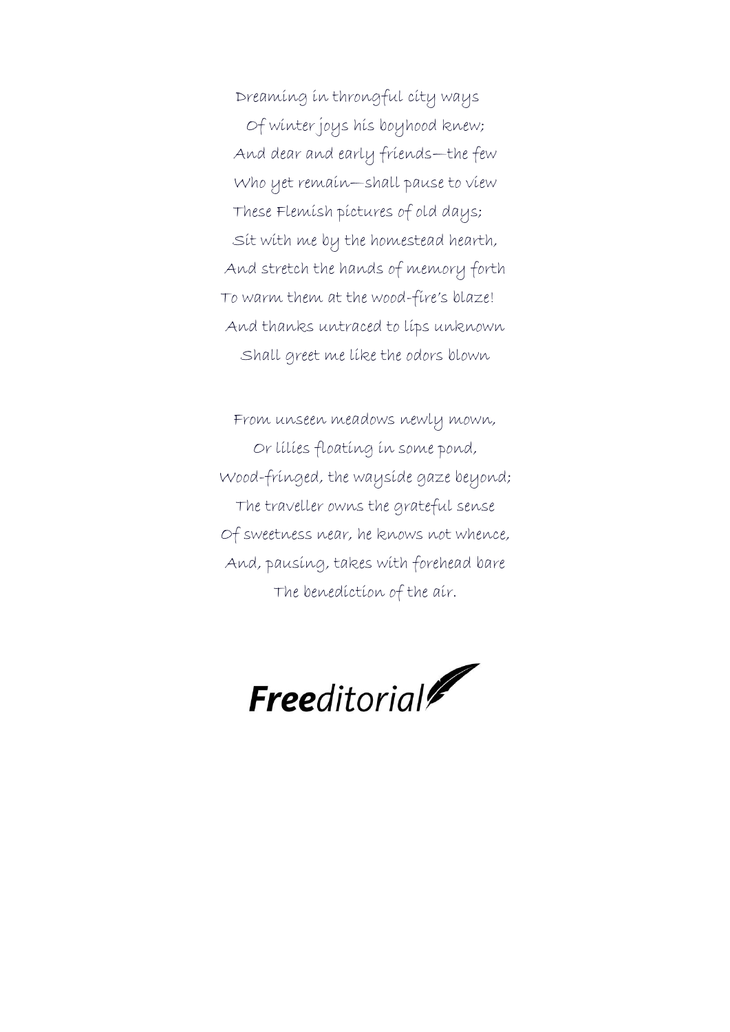Dreaming in throngful city ways
Of winter joys his boyhood knew;
And dear and early friends—the few
Who yet remain—shall pause to view
These Flemish pictures of old days;
Sit with me by the homestead hearth,
And stretch the hands of memory forth
To warm them at the wood-fire's blaze!
And thanks untraced to lips unknown
Shall greet me like the odors blown

From unseen meadows newly mown,
Or lilies floating in some pond,
Wood-fringed, the wayside gaze beyond;
The traveller owns the grateful sense
Of sweetness near, he knows not whence,
And, pausing, takes with forehead bare
The benediction of the air.

**Free**ditorial